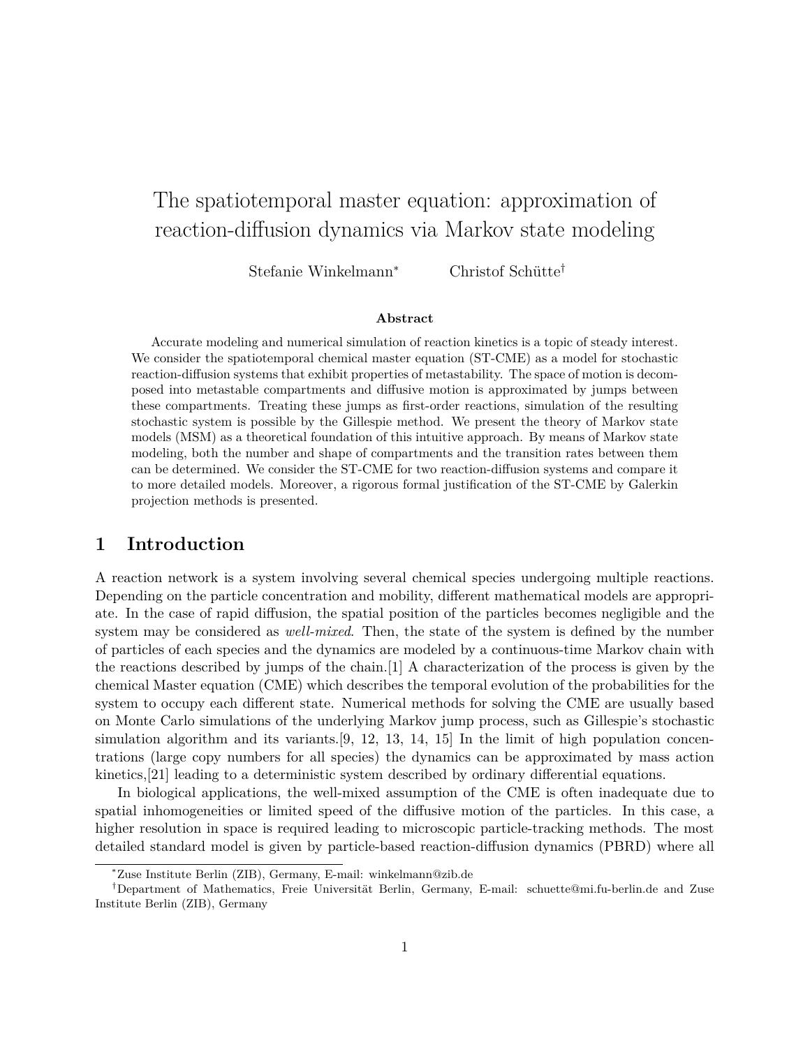# The spatiotemporal master equation: approximation of reaction-diffusion dynamics via Markov state modeling

Stefanie Winkelmann* Christof Schütte†

**Abstract**

Accurate modeling and numerical simulation of reaction kinetics is a topic of steady interest. We consider the spatiotemporal chemical master equation (ST-CME) as a model for stochastic reaction-diffusion systems that exhibit properties of metastability. The space of motion is decomposed into metastable compartments and diffusive motion is approximated by jumps between these compartments. Treating these jumps as first-order reactions, simulation of the resulting stochastic system is possible by the Gillespie method. We present the theory of Markov state models (MSM) as a theoretical foundation of this intuitive approach. By means of Markov state modeling, both the number and shape of compartments and the transition rates between them can be determined. We consider the ST-CME for two reaction-diffusion systems and compare it to more detailed models. Moreover, a rigorous formal justification of the ST-CME by Galerkin projection methods is presented.

## 1 Introduction

A reaction network is a system involving several chemical species undergoing multiple reactions. Depending on the particle concentration and mobility, different mathematical models are appropriate. In the case of rapid diffusion, the spatial position of the particles becomes negligible and the system may be considered as *well-mixed*. Then, the state of the system is defined by the number of particles of each species and the dynamics are modeled by a continuous-time Markov chain with the reactions described by jumps of the chain.[1] A characterization of the process is given by the chemical Master equation (CME) which describes the temporal evolution of the probabilities for the system to occupy each different state. Numerical methods for solving the CME are usually based on Monte Carlo simulations of the underlying Markov jump process, such as Gillespie's stochastic simulation algorithm and its variants.[9, 12, 13, 14, 15] In the limit of high population concentrations (large copy numbers for all species) the dynamics can be approximated by mass action kinetics,[21] leading to a deterministic system described by ordinary differential equations.

In biological applications, the well-mixed assumption of the CME is often inadequate due to spatial inhomogeneities or limited speed of the diffusive motion of the particles. In this case, a higher resolution in space is required leading to microscopic particle-tracking methods. The most detailed standard model is given by particle-based reaction-diffusion dynamics (PBRD) where all

*Zuse Institute Berlin (ZIB), Germany, E-mail: winkelmann@zib.de

†Department of Mathematics, Freie Universität Berlin, Germany, E-mail: schuette@mi.fu-berlin.de and Zuse Institute Berlin (ZIB), Germany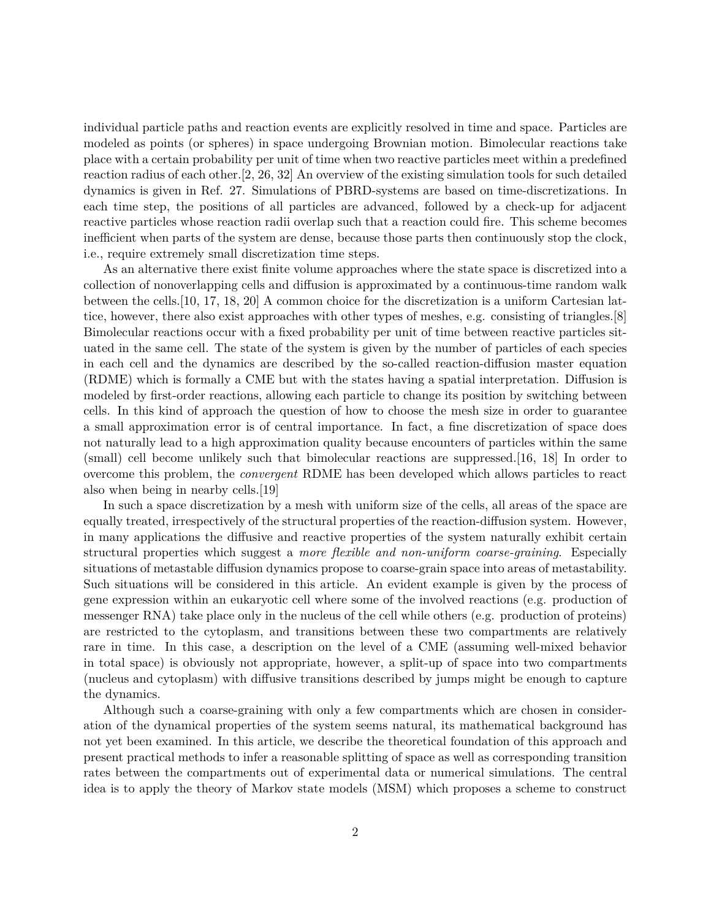individual particle paths and reaction events are explicitly resolved in time and space. Particles are modeled as points (or spheres) in space undergoing Brownian motion. Bimolecular reactions take place with a certain probability per unit of time when two reactive particles meet within a predefined reaction radius of each other.[2, 26, 32] An overview of the existing simulation tools for such detailed dynamics is given in Ref. 27. Simulations of PBRD-systems are based on time-discretizations. In each time step, the positions of all particles are advanced, followed by a check-up for adjacent reactive particles whose reaction radii overlap such that a reaction could fire. This scheme becomes inefficient when parts of the system are dense, because those parts then continuously stop the clock, i.e., require extremely small discretization time steps.

As an alternative there exist finite volume approaches where the state space is discretized into a collection of nonoverlapping cells and diffusion is approximated by a continuous-time random walk between the cells.[10, 17, 18, 20] A common choice for the discretization is a uniform Cartesian lattice, however, there also exist approaches with other types of meshes, e.g. consisting of triangles.[8] Bimolecular reactions occur with a fixed probability per unit of time between reactive particles situated in the same cell. The state of the system is given by the number of particles of each species in each cell and the dynamics are described by the so-called reaction-diffusion master equation (RDME) which is formally a CME but with the states having a spatial interpretation. Diffusion is modeled by first-order reactions, allowing each particle to change its position by switching between cells. In this kind of approach the question of how to choose the mesh size in order to guarantee a small approximation error is of central importance. In fact, a fine discretization of space does not naturally lead to a high approximation quality because encounters of particles within the same (small) cell become unlikely such that bimolecular reactions are suppressed.[16, 18] In order to overcome this problem, the *convergent* RDME has been developed which allows particles to react also when being in nearby cells.[19]

In such a space discretization by a mesh with uniform size of the cells, all areas of the space are equally treated, irrespectively of the structural properties of the reaction-diffusion system. However, in many applications the diffusive and reactive properties of the system naturally exhibit certain structural properties which suggest a *more flexible and non-uniform coarse-graining*. Especially situations of metastable diffusion dynamics propose to coarse-grain space into areas of metastability. Such situations will be considered in this article. An evident example is given by the process of gene expression within an eukaryotic cell where some of the involved reactions (e.g. production of messenger RNA) take place only in the nucleus of the cell while others (e.g. production of proteins) are restricted to the cytoplasm, and transitions between these two compartments are relatively rare in time. In this case, a description on the level of a CME (assuming well-mixed behavior in total space) is obviously not appropriate, however, a split-up of space into two compartments (nucleus and cytoplasm) with diffusive transitions described by jumps might be enough to capture the dynamics.

Although such a coarse-graining with only a few compartments which are chosen in consideration of the dynamical properties of the system seems natural, its mathematical background has not yet been examined. In this article, we describe the theoretical foundation of this approach and present practical methods to infer a reasonable splitting of space as well as corresponding transition rates between the compartments out of experimental data or numerical simulations. The central idea is to apply the theory of Markov state models (MSM) which proposes a scheme to construct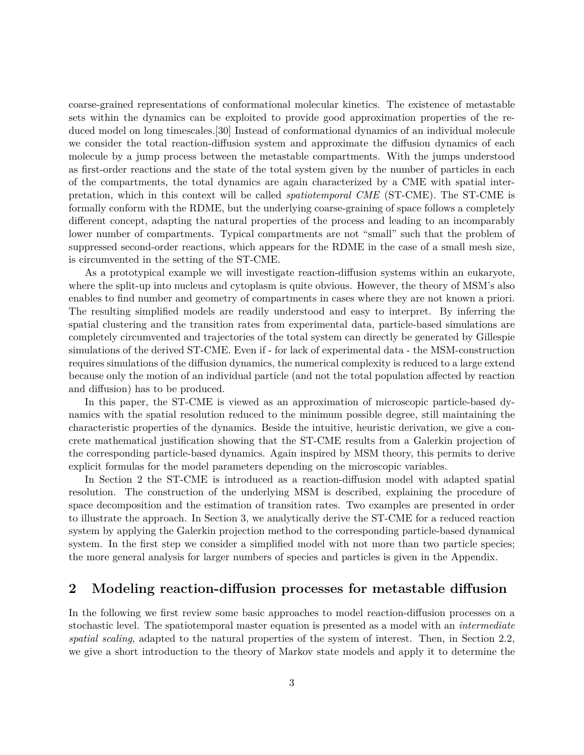coarse-grained representations of conformational molecular kinetics. The existence of metastable sets within the dynamics can be exploited to provide good approximation properties of the reduced model on long timescales.[30] Instead of conformational dynamics of an individual molecule we consider the total reaction-diffusion system and approximate the diffusion dynamics of each molecule by a jump process between the metastable compartments. With the jumps understood as first-order reactions and the state of the total system given by the number of particles in each of the compartments, the total dynamics are again characterized by a CME with spatial interpretation, which in this context will be called *spatiotemporal CME* (ST-CME). The ST-CME is formally conform with the RDME, but the underlying coarse-graining of space follows a completely different concept, adapting the natural properties of the process and leading to an incomparably lower number of compartments. Typical compartments are not "small" such that the problem of suppressed second-order reactions, which appears for the RDME in the case of a small mesh size, is circumvented in the setting of the ST-CME.

As a prototypical example we will investigate reaction-diffusion systems within an eukaryote, where the split-up into nucleus and cytoplasm is quite obvious. However, the theory of MSM's also enables to find number and geometry of compartments in cases where they are not known a priori. The resulting simplified models are readily understood and easy to interpret. By inferring the spatial clustering and the transition rates from experimental data, particle-based simulations are completely circumvented and trajectories of the total system can directly be generated by Gillespie simulations of the derived ST-CME. Even if - for lack of experimental data - the MSM-construction requires simulations of the diffusion dynamics, the numerical complexity is reduced to a large extend because only the motion of an individual particle (and not the total population affected by reaction and diffusion) has to be produced.

In this paper, the ST-CME is viewed as an approximation of microscopic particle-based dynamics with the spatial resolution reduced to the minimum possible degree, still maintaining the characteristic properties of the dynamics. Beside the intuitive, heuristic derivation, we give a concrete mathematical justification showing that the ST-CME results from a Galerkin projection of the corresponding particle-based dynamics. Again inspired by MSM theory, this permits to derive explicit formulas for the model parameters depending on the microscopic variables.

In Section 2 the ST-CME is introduced as a reaction-diffusion model with adapted spatial resolution. The construction of the underlying MSM is described, explaining the procedure of space decomposition and the estimation of transition rates. Two examples are presented in order to illustrate the approach. In Section 3, we analytically derive the ST-CME for a reduced reaction system by applying the Galerkin projection method to the corresponding particle-based dynamical system. In the first step we consider a simplified model with not more than two particle species; the more general analysis for larger numbers of species and particles is given in the Appendix.

## 2 Modeling reaction-diffusion processes for metastable diffusion

In the following we first review some basic approaches to model reaction-diffusion processes on a stochastic level. The spatiotemporal master equation is presented as a model with an *intermediate spatial scaling*, adapted to the natural properties of the system of interest. Then, in Section 2.2, we give a short introduction to the theory of Markov state models and apply it to determine the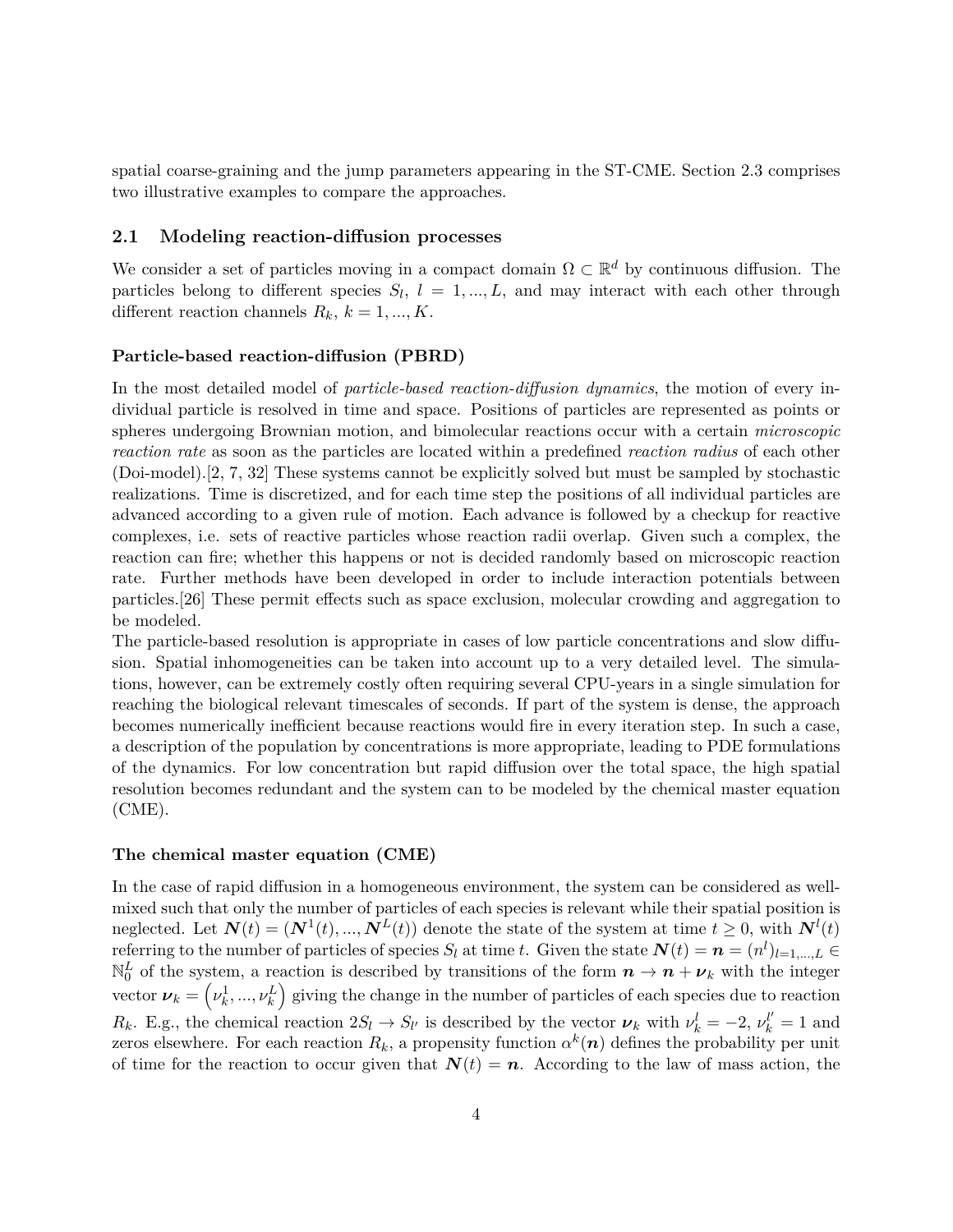spatial coarse-graining and the jump parameters appearing in the ST-CME. Section 2.3 comprises two illustrative examples to compare the approaches.

## 2.1 Modeling reaction-diffusion processes

We consider a set of particles moving in a compact domain $\Omega \subset \mathbb{R}^d$ by continuous diffusion. The particles belong to different species $S_l$, $l = 1, ..., L$, and may interact with each other through different reaction channels $R_k$, $k = 1, ..., K$.

### Particle-based reaction-diffusion (PBRD)

In the most detailed model of *particle-based reaction-diffusion dynamics*, the motion of every individual particle is resolved in time and space. Positions of particles are represented as points or spheres undergoing Brownian motion, and bimolecular reactions occur with a certain *microscopic reaction rate* as soon as the particles are located within a predefined *reaction radius* of each other (Doi-model).[2, 7, 32] These systems cannot be explicitly solved but must be sampled by stochastic realizations. Time is discretized, and for each time step the positions of all individual particles are advanced according to a given rule of motion. Each advance is followed by a checkup for reactive complexes, i.e. sets of reactive particles whose reaction radii overlap. Given such a complex, the reaction can fire; whether this happens or not is decided randomly based on microscopic reaction rate. Further methods have been developed in order to include interaction potentials between particles.[26] These permit effects such as space exclusion, molecular crowding and aggregation to be modeled.

The particle-based resolution is appropriate in cases of low particle concentrations and slow diffusion. Spatial inhomogeneities can be taken into account up to a very detailed level. The simulations, however, can be extremely costly often requiring several CPU-years in a single simulation for reaching the biological relevant timescales of seconds. If part of the system is dense, the approach becomes numerically inefficient because reactions would fire in every iteration step. In such a case, a description of the population by concentrations is more appropriate, leading to PDE formulations of the dynamics. For low concentration but rapid diffusion over the total space, the high spatial resolution becomes redundant and the system can to be modeled by the chemical master equation (CME).

### The chemical master equation (CME)

In the case of rapid diffusion in a homogeneous environment, the system can be considered as well-mixed such that only the number of particles of each species is relevant while their spatial position is neglected. Let $\boldsymbol{N}(t) = (\boldsymbol{N}^1(t), ..., \boldsymbol{N}^L(t))$ denote the state of the system at time $t \geq 0$, with $\boldsymbol{N}^l(t)$ referring to the number of particles of species $S_l$ at time $t$. Given the state $\boldsymbol{N}(t) = \boldsymbol{n} = (n^l)_{l=1,...,L} \in \mathbb{N}_0^L$ of the system, a reaction is described by transitions of the form $\boldsymbol{n} \to \boldsymbol{n} + \boldsymbol{\nu}_k$ with the integer vector $\boldsymbol{\nu}_k = \left(\nu_k^1, ..., \nu_k^L\right)$ giving the change in the number of particles of each species due to reaction $R_k$. E.g., the chemical reaction $2S_l \to S_{l'}$ is described by the vector $\boldsymbol{\nu}_k$ with $\nu_k^l = -2$, $\nu_k^{l'} = 1$ and zeros elsewhere. For each reaction $R_k$, a propensity function $\alpha^k(\boldsymbol{n})$ defines the probability per unit of time for the reaction to occur given that $\boldsymbol{N}(t) = \boldsymbol{n}$. According to the law of mass action, the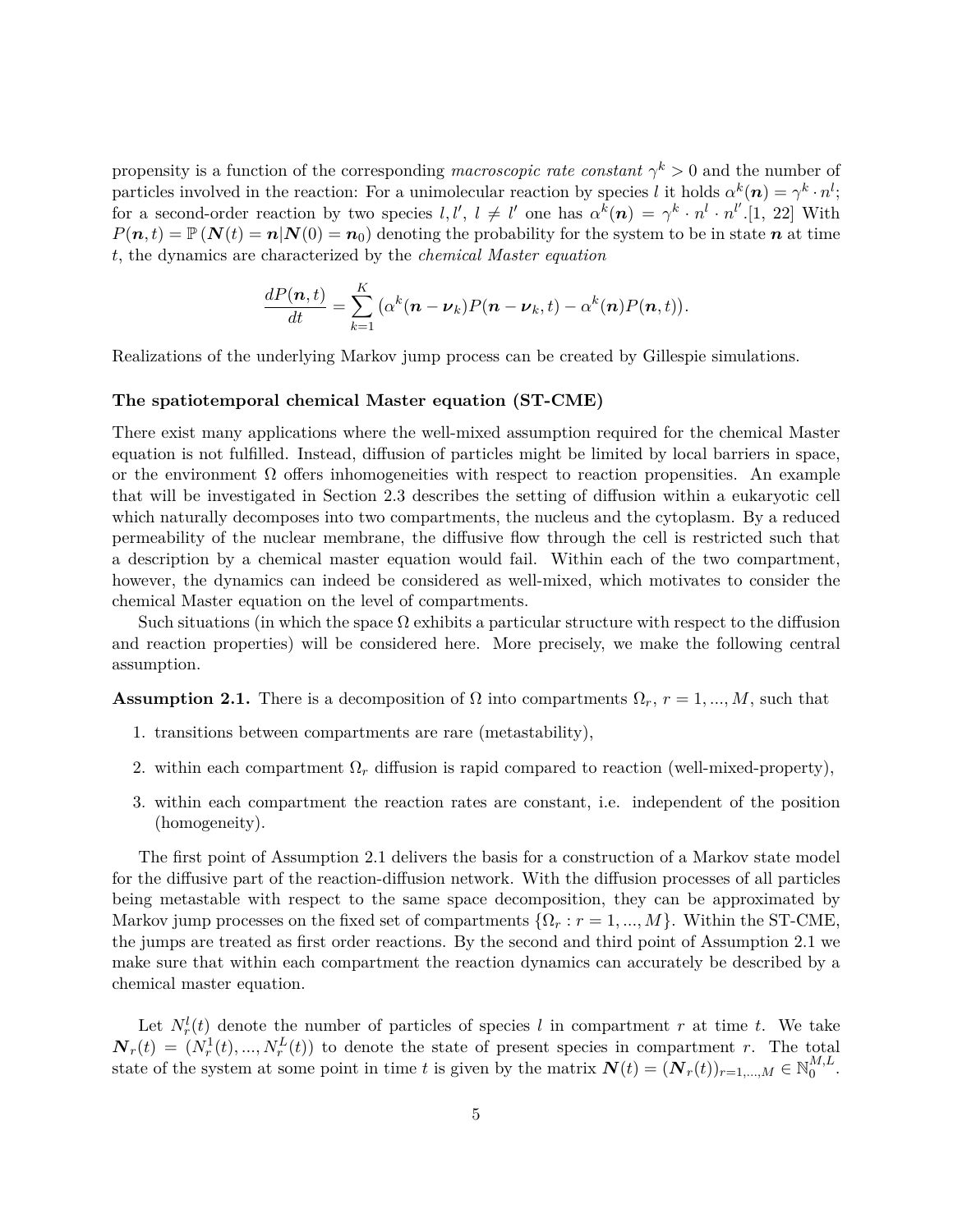propensity is a function of the corresponding *macroscopic rate constant* $\gamma^k > 0$ and the number of particles involved in the reaction: For a unimolecular reaction by species $l$ it holds $\alpha^k(\boldsymbol{n}) = \gamma^k \cdot n^l$; for a second-order reaction by two species $l, l'$, $l \neq l'$ one has $\alpha^k(\boldsymbol{n}) = \gamma^k \cdot n^l \cdot n^{l'}$.[1, 22] With $P(\boldsymbol{n}, t) = \mathbb{P}(\boldsymbol{N}(t) = \boldsymbol{n} | \boldsymbol{N}(0) = \boldsymbol{n}_0)$ denoting the probability for the system to be in state $\boldsymbol{n}$ at time $t$, the dynamics are characterized by the *chemical Master equation*

$$\frac{dP(\boldsymbol{n},t)}{dt} = \sum_{k=1}^{K} \left( \alpha^k(\boldsymbol{n} - \boldsymbol{\nu}_k) P(\boldsymbol{n} - \boldsymbol{\nu}_k, t) - \alpha^k(\boldsymbol{n}) P(\boldsymbol{n}, t) \right).$$

Realizations of the underlying Markov jump process can be created by Gillespie simulations.

**The spatiotemporal chemical Master equation (ST-CME)**

There exist many applications where the well-mixed assumption required for the chemical Master equation is not fulfilled. Instead, diffusion of particles might be limited by local barriers in space, or the environment $\Omega$ offers inhomogeneities with respect to reaction propensities. An example that will be investigated in Section 2.3 describes the setting of diffusion within a eukaryotic cell which naturally decomposes into two compartments, the nucleus and the cytoplasm. By a reduced permeability of the nuclear membrane, the diffusive flow through the cell is restricted such that a description by a chemical master equation would fail. Within each of the two compartment, however, the dynamics can indeed be considered as well-mixed, which motivates to consider the chemical Master equation on the level of compartments.

Such situations (in which the space $\Omega$ exhibits a particular structure with respect to the diffusion and reaction properties) will be considered here. More precisely, we make the following central assumption.

**Assumption 2.1.** There is a decomposition of $\Omega$ into compartments $\Omega_r$, $r = 1, ..., M$, such that

1. transitions between compartments are rare (metastability),
2. within each compartment $\Omega_r$ diffusion is rapid compared to reaction (well-mixed-property),
3. within each compartment the reaction rates are constant, i.e. independent of the position (homogeneity).

The first point of Assumption 2.1 delivers the basis for a construction of a Markov state model for the diffusive part of the reaction-diffusion network. With the diffusion processes of all particles being metastable with respect to the same space decomposition, they can be approximated by Markov jump processes on the fixed set of compartments $\{\Omega_r : r = 1, ..., M\}$. Within the ST-CME, the jumps are treated as first order reactions. By the second and third point of Assumption 2.1 we make sure that within each compartment the reaction dynamics can accurately be described by a chemical master equation.

Let $N_r^l(t)$ denote the number of particles of species $l$ in compartment $r$ at time $t$. We take $\boldsymbol{N}_r(t) = (N_r^1(t), ..., N_r^L(t))$ to denote the state of present species in compartment $r$. The total state of the system at some point in time $t$ is given by the matrix $\boldsymbol{N}(t) = (\boldsymbol{N}_r(t))_{r=1,...,M} \in \mathbb{N}_0^{M,L}$.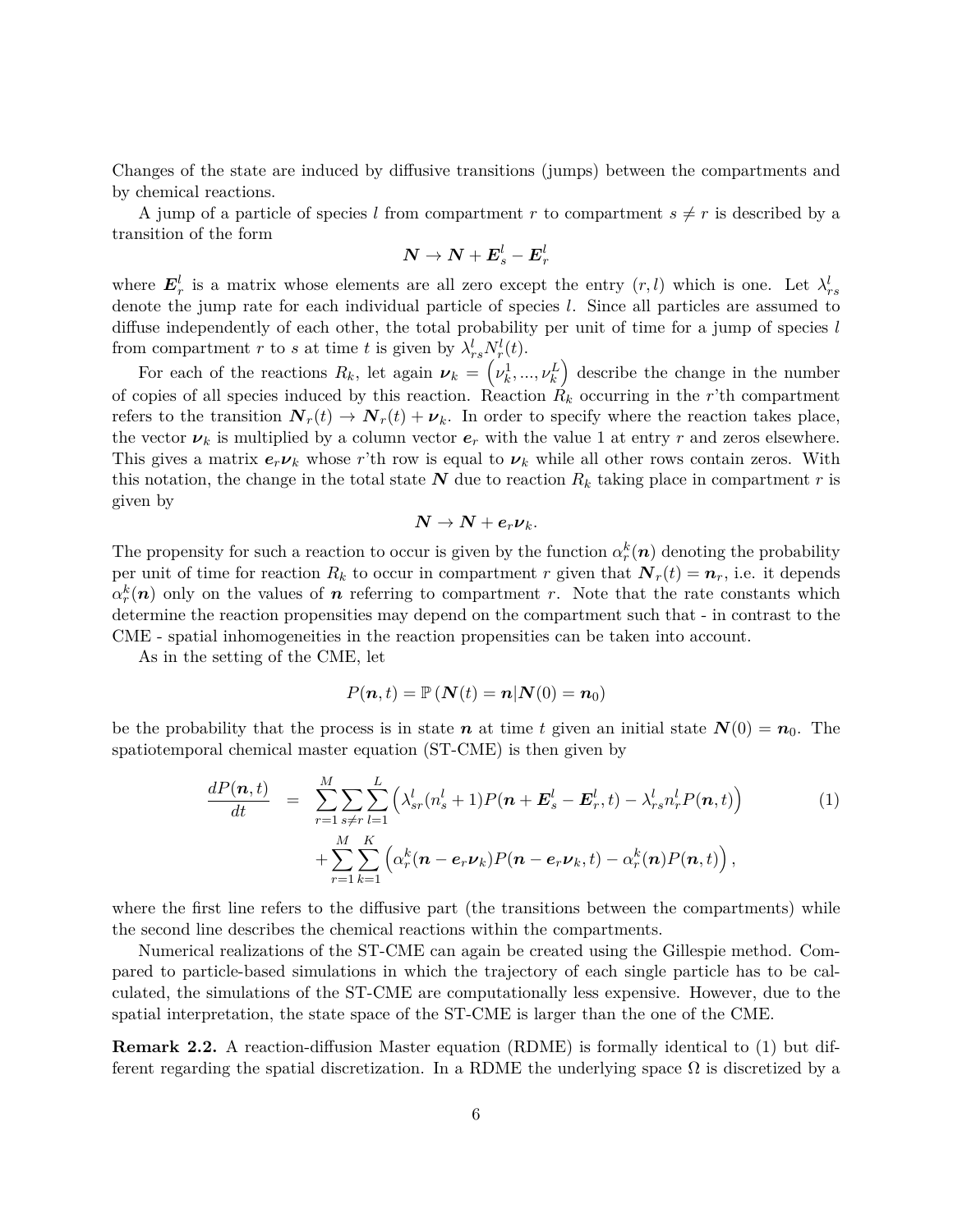Changes of the state are induced by diffusive transitions (jumps) between the compartments and by chemical reactions.

A jump of a particle of species $l$ from compartment $r$ to compartment $s \neq r$ is described by a transition of the form

$$\boldsymbol{N} \to \boldsymbol{N} + \boldsymbol{E}_s^l - \boldsymbol{E}_r^l$$

where $\boldsymbol{E}_r^l$ is a matrix whose elements are all zero except the entry $(r, l)$ which is one. Let $\lambda_{rs}^l$ denote the jump rate for each individual particle of species $l$. Since all particles are assumed to diffuse independently of each other, the total probability per unit of time for a jump of species $l$ from compartment $r$ to $s$ at time $t$ is given by $\lambda_{rs}^l N_r^l(t)$.

For each of the reactions $R_k$, let again $\boldsymbol{\nu}_k = \left(\nu_k^1, ..., \nu_k^L\right)$ describe the change in the number of copies of all species induced by this reaction. Reaction $R_k$ occurring in the $r$'th compartment refers to the transition $\boldsymbol{N}_r(t) \to \boldsymbol{N}_r(t) + \boldsymbol{\nu}_k$. In order to specify where the reaction takes place, the vector $\boldsymbol{\nu}_k$ is multiplied by a column vector $\boldsymbol{e}_r$ with the value 1 at entry $r$ and zeros elsewhere. This gives a matrix $\boldsymbol{e}_r\boldsymbol{\nu}_k$ whose $r$'th row is equal to $\boldsymbol{\nu}_k$ while all other rows contain zeros. With this notation, the change in the total state $\boldsymbol{N}$ due to reaction $R_k$ taking place in compartment $r$ is given by

$$\boldsymbol{N} \to \boldsymbol{N} + \boldsymbol{e}_r\boldsymbol{\nu}_k.$$

The propensity for such a reaction to occur is given by the function $\alpha_r^k(\boldsymbol{n})$ denoting the probability per unit of time for reaction $R_k$ to occur in compartment $r$ given that $\boldsymbol{N}_r(t) = \boldsymbol{n}_r$, i.e. it depends $\alpha_r^k(\boldsymbol{n})$ only on the values of $\boldsymbol{n}$ referring to compartment $r$. Note that the rate constants which determine the reaction propensities may depend on the compartment such that - in contrast to the CME - spatial inhomogeneities in the reaction propensities can be taken into account.

As in the setting of the CME, let

$$P(\boldsymbol{n}, t) = \mathbb{P}\left(\boldsymbol{N}(t) = \boldsymbol{n} | \boldsymbol{N}(0) = \boldsymbol{n}_0\right)$$

be the probability that the process is in state $\boldsymbol{n}$ at time $t$ given an initial state $\boldsymbol{N}(0) = \boldsymbol{n}_0$. The spatiotemporal chemical master equation (ST-CME) is then given by

$$\begin{aligned} \frac{dP(\boldsymbol{n}, t)}{dt} &= \sum_{r=1}^{M} \sum_{s \neq r} \sum_{l=1}^{L} \left( \lambda_{sr}^l (n_s^l + 1) P(\boldsymbol{n} + \boldsymbol{E}_s^l - \boldsymbol{E}_r^l, t) - \lambda_{rs}^l n_r^l P(\boldsymbol{n}, t) \right) \\ &\quad + \sum_{r=1}^{M} \sum_{k=1}^{K} \left( \alpha_r^k(\boldsymbol{n} - \boldsymbol{e}_r\boldsymbol{\nu}_k) P(\boldsymbol{n} - \boldsymbol{e}_r\boldsymbol{\nu}_k, t) - \alpha_r^k(\boldsymbol{n}) P(\boldsymbol{n}, t) \right), \end{aligned} \tag{1}$$

where the first line refers to the diffusive part (the transitions between the compartments) while the second line describes the chemical reactions within the compartments.

Numerical realizations of the ST-CME can again be created using the Gillespie method. Compared to particle-based simulations in which the trajectory of each single particle has to be calculated, the simulations of the ST-CME are computationally less expensive. However, due to the spatial interpretation, the state space of the ST-CME is larger than the one of the CME.

**Remark 2.2.** A reaction-diffusion Master equation (RDME) is formally identical to (1) but different regarding the spatial discretization. In a RDME the underlying space $\Omega$ is discretized by a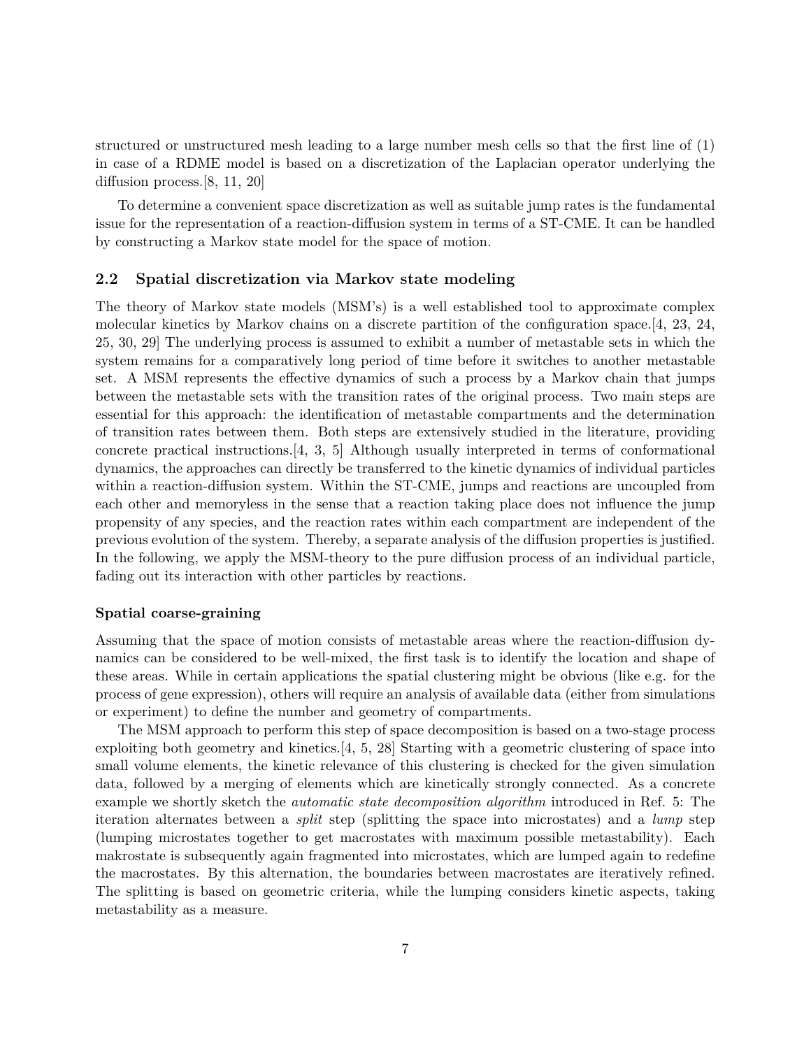structured or unstructured mesh leading to a large number mesh cells so that the first line of (1) in case of a RDME model is based on a discretization of the Laplacian operator underlying the diffusion process.[8, 11, 20]

To determine a convenient space discretization as well as suitable jump rates is the fundamental issue for the representation of a reaction-diffusion system in terms of a ST-CME. It can be handled by constructing a Markov state model for the space of motion.

## 2.2 Spatial discretization via Markov state modeling

The theory of Markov state models (MSM's) is a well established tool to approximate complex molecular kinetics by Markov chains on a discrete partition of the configuration space.[4, 23, 24, 25, 30, 29] The underlying process is assumed to exhibit a number of metastable sets in which the system remains for a comparatively long period of time before it switches to another metastable set. A MSM represents the effective dynamics of such a process by a Markov chain that jumps between the metastable sets with the transition rates of the original process. Two main steps are essential for this approach: the identification of metastable compartments and the determination of transition rates between them. Both steps are extensively studied in the literature, providing concrete practical instructions.[4, 3, 5] Although usually interpreted in terms of conformational dynamics, the approaches can directly be transferred to the kinetic dynamics of individual particles within a reaction-diffusion system. Within the ST-CME, jumps and reactions are uncoupled from each other and memoryless in the sense that a reaction taking place does not influence the jump propensity of any species, and the reaction rates within each compartment are independent of the previous evolution of the system. Thereby, a separate analysis of the diffusion properties is justified. In the following, we apply the MSM-theory to the pure diffusion process of an individual particle, fading out its interaction with other particles by reactions.

#### Spatial coarse-graining

Assuming that the space of motion consists of metastable areas where the reaction-diffusion dynamics can be considered to be well-mixed, the first task is to identify the location and shape of these areas. While in certain applications the spatial clustering might be obvious (like e.g. for the process of gene expression), others will require an analysis of available data (either from simulations or experiment) to define the number and geometry of compartments.

The MSM approach to perform this step of space decomposition is based on a two-stage process exploiting both geometry and kinetics.[4, 5, 28] Starting with a geometric clustering of space into small volume elements, the kinetic relevance of this clustering is checked for the given simulation data, followed by a merging of elements which are kinetically strongly connected. As a concrete example we shortly sketch the *automatic state decomposition algorithm* introduced in Ref. 5: The iteration alternates between a *split* step (splitting the space into microstates) and a *lump* step (lumping microstates together to get macrostates with maximum possible metastability). Each makrostate is subsequently again fragmented into microstates, which are lumped again to redefine the macrostates. By this alternation, the boundaries between macrostates are iteratively refined. The splitting is based on geometric criteria, while the lumping considers kinetic aspects, taking metastability as a measure.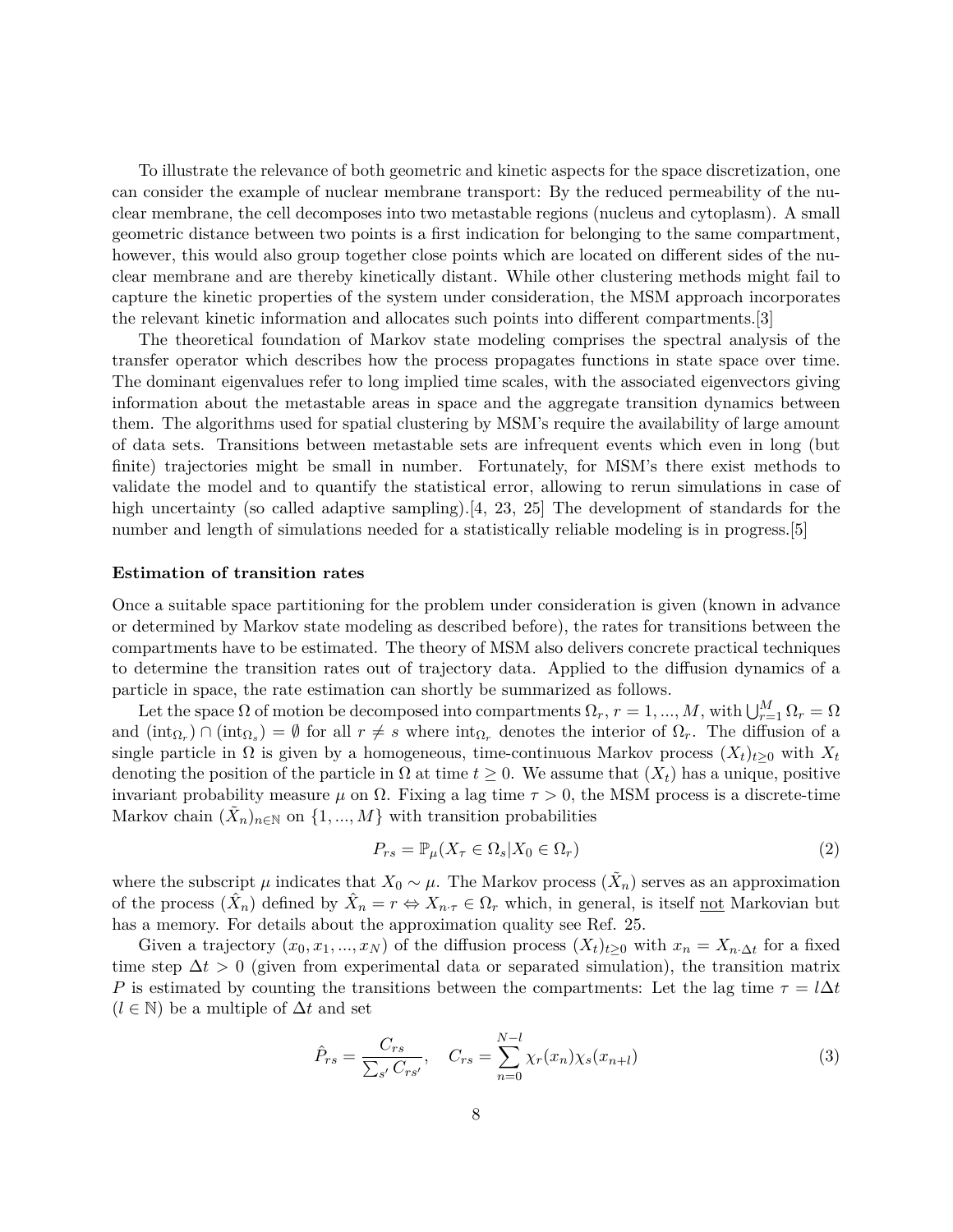To illustrate the relevance of both geometric and kinetic aspects for the space discretization, one can consider the example of nuclear membrane transport: By the reduced permeability of the nuclear membrane, the cell decomposes into two metastable regions (nucleus and cytoplasm). A small geometric distance between two points is a first indication for belonging to the same compartment, however, this would also group together close points which are located on different sides of the nuclear membrane and are thereby kinetically distant. While other clustering methods might fail to capture the kinetic properties of the system under consideration, the MSM approach incorporates the relevant kinetic information and allocates such points into different compartments.[3]

The theoretical foundation of Markov state modeling comprises the spectral analysis of the transfer operator which describes how the process propagates functions in state space over time. The dominant eigenvalues refer to long implied time scales, with the associated eigenvectors giving information about the metastable areas in space and the aggregate transition dynamics between them. The algorithms used for spatial clustering by MSM's require the availability of large amount of data sets. Transitions between metastable sets are infrequent events which even in long (but finite) trajectories might be small in number. Fortunately, for MSM's there exist methods to validate the model and to quantify the statistical error, allowing to rerun simulations in case of high uncertainty (so called adaptive sampling).[4, 23, 25] The development of standards for the number and length of simulations needed for a statistically reliable modeling is in progress.[5]

**Estimation of transition rates**

Once a suitable space partitioning for the problem under consideration is given (known in advance or determined by Markov state modeling as described before), the rates for transitions between the compartments have to be estimated. The theory of MSM also delivers concrete practical techniques to determine the transition rates out of trajectory data. Applied to the diffusion dynamics of a particle in space, the rate estimation can shortly be summarized as follows.

Let the space $\Omega$ of motion be decomposed into compartments $\Omega_r$, $r = 1, ..., M$, with $\bigcup_{r=1}^M \Omega_r = \Omega$ and $(\text{int}_{\Omega_r}) \cap (\text{int}_{\Omega_s}) = \emptyset$ for all $r \neq s$ where $\text{int}_{\Omega_r}$ denotes the interior of $\Omega_r$. The diffusion of a single particle in $\Omega$ is given by a homogeneous, time-continuous Markov process $(X_t)_{t\geq 0}$ with $X_t$ denoting the position of the particle in $\Omega$ at time $t \geq 0$. We assume that $(X_t)$ has a unique, positive invariant probability measure $\mu$ on $\Omega$. Fixing a lag time $\tau > 0$, the MSM process is a discrete-time Markov chain $(\tilde{X}_n)_{n\in\mathbb{N}}$ on $\{1, ..., M\}$ with transition probabilities

$$P_{rs} = \mathbb{P}_\mu(X_\tau \in \Omega_s | X_0 \in \Omega_r) \tag{2}$$

where the subscript $\mu$ indicates that $X_0 \sim \mu$. The Markov process $(\tilde{X}_n)$ serves as an approximation of the process $(\hat{X}_n)$ defined by $\hat{X}_n = r \Leftrightarrow X_{n\cdot\tau} \in \Omega_r$ which, in general, is itself not Markovian but has a memory. For details about the approximation quality see Ref. 25.

Given a trajectory $(x_0, x_1, ..., x_N)$ of the diffusion process $(X_t)_{t\geq 0}$ with $x_n = X_{n\cdot\Delta t}$ for a fixed time step $\Delta t > 0$ (given from experimental data or separated simulation), the transition matrix $P$ is estimated by counting the transitions between the compartments: Let the lag time $\tau = l\Delta t$ ($l \in \mathbb{N}$) be a multiple of $\Delta t$ and set

$$\hat{P}_{rs} = \frac{C_{rs}}{\sum_{s'} C_{rs'}}, \quad C_{rs} = \sum_{n=0}^{N-l} \chi_r(x_n)\chi_s(x_{n+l}) \tag{3}$$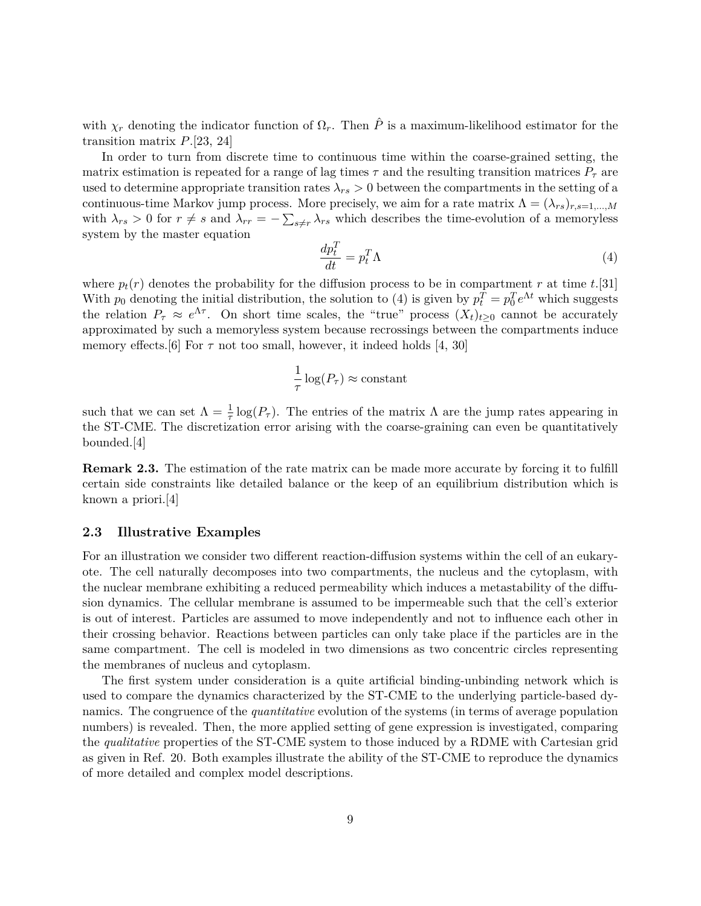with $\chi_r$ denoting the indicator function of $\Omega_r$. Then $\hat{P}$ is a maximum-likelihood estimator for the transition matrix $P$.[23, 24]

In order to turn from discrete time to continuous time within the coarse-grained setting, the matrix estimation is repeated for a range of lag times $\tau$ and the resulting transition matrices $P_\tau$ are used to determine appropriate transition rates $\lambda_{rs} > 0$ between the compartments in the setting of a continuous-time Markov jump process. More precisely, we aim for a rate matrix $\Lambda = (\lambda_{rs})_{r,s=1,...,M}$ with $\lambda_{rs} > 0$ for $r \neq s$ and $\lambda_{rr} = -\sum_{s \neq r} \lambda_{rs}$ which describes the time-evolution of a memoryless system by the master equation

$$\frac{dp_t^T}{dt} = p_t^T \Lambda \tag{4}$$

where $p_t(r)$ denotes the probability for the diffusion process to be in compartment $r$ at time $t$.[31] With $p_0$ denoting the initial distribution, the solution to (4) is given by $p_t^T = p_0^T e^{\Lambda t}$ which suggests the relation $P_\tau \approx e^{\Lambda \tau}$. On short time scales, the "true" process $(X_t)_{t \geq 0}$ cannot be accurately approximated by such a memoryless system because recrossings between the compartments induce memory effects.[6] For $\tau$ not too small, however, it indeed holds [4, 30]

$$\frac{1}{\tau} \log(P_\tau) \approx \text{constant}$$

such that we can set $\Lambda = \frac{1}{\tau} \log(P_\tau)$. The entries of the matrix $\Lambda$ are the jump rates appearing in the ST-CME. The discretization error arising with the coarse-graining can even be quantitatively bounded.[4]

**Remark 2.3.** The estimation of the rate matrix can be made more accurate by forcing it to fulfill certain side constraints like detailed balance or the keep of an equilibrium distribution which is known a priori.[4]

### 2.3 Illustrative Examples

For an illustration we consider two different reaction-diffusion systems within the cell of an eukaryote. The cell naturally decomposes into two compartments, the nucleus and the cytoplasm, with the nuclear membrane exhibiting a reduced permeability which induces a metastability of the diffusion dynamics. The cellular membrane is assumed to be impermeable such that the cell's exterior is out of interest. Particles are assumed to move independently and not to influence each other in their crossing behavior. Reactions between particles can only take place if the particles are in the same compartment. The cell is modeled in two dimensions as two concentric circles representing the membranes of nucleus and cytoplasm.

The first system under consideration is a quite artificial binding-unbinding network which is used to compare the dynamics characterized by the ST-CME to the underlying particle-based dynamics. The congruence of the *quantitative* evolution of the systems (in terms of average population numbers) is revealed. Then, the more applied setting of gene expression is investigated, comparing the *qualitative* properties of the ST-CME system to those induced by a RDME with Cartesian grid as given in Ref. 20. Both examples illustrate the ability of the ST-CME to reproduce the dynamics of more detailed and complex model descriptions.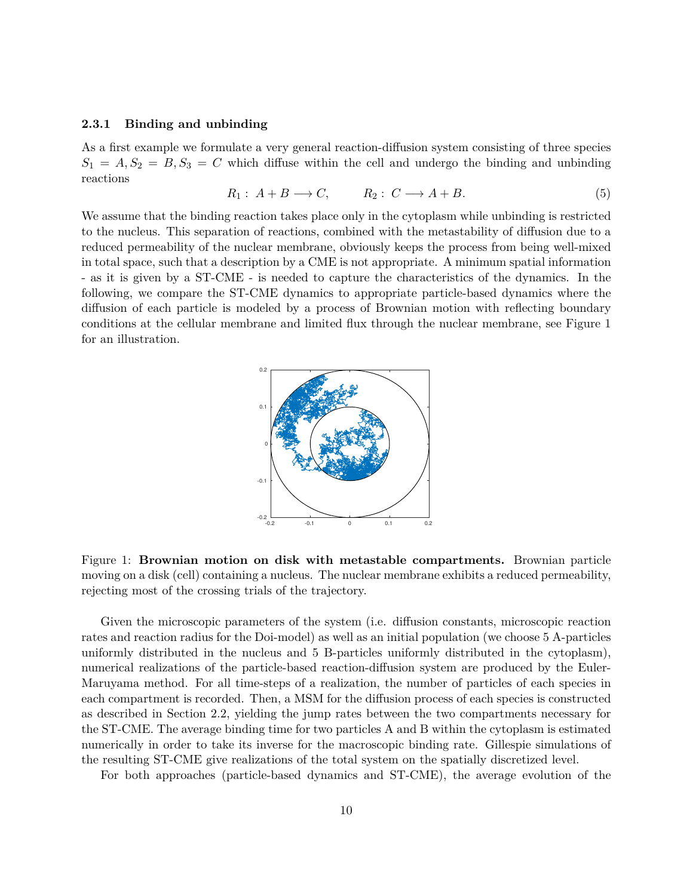### 2.3.1 Binding and unbinding

As a first example we formulate a very general reaction-diffusion system consisting of three species $S_1 = A, S_2 = B, S_3 = C$ which diffuse within the cell and undergo the binding and unbinding reactions

$$R_1: \ A + B \longrightarrow C, \qquad R_2: \ C \longrightarrow A + B. \tag{5}$$

We assume that the binding reaction takes place only in the cytoplasm while unbinding is restricted to the nucleus. This separation of reactions, combined with the metastability of diffusion due to a reduced permeability of the nuclear membrane, obviously keeps the process from being well-mixed in total space, such that a description by a CME is not appropriate. A minimum spatial information - as it is given by a ST-CME - is needed to capture the characteristics of the dynamics. In the following, we compare the ST-CME dynamics to appropriate particle-based dynamics where the diffusion of each particle is modeled by a process of Brownian motion with reflecting boundary conditions at the cellular membrane and limited flux through the nuclear membrane, see Figure 1 for an illustration.

Figure 1: **Brownian motion on disk with metastable compartments.** Brownian particle moving on a disk (cell) containing a nucleus. The nuclear membrane exhibits a reduced permeability, rejecting most of the crossing trials of the trajectory.

Given the microscopic parameters of the system (i.e. diffusion constants, microscopic reaction rates and reaction radius for the Doi-model) as well as an initial population (we choose 5 A-particles uniformly distributed in the nucleus and 5 B-particles uniformly distributed in the cytoplasm), numerical realizations of the particle-based reaction-diffusion system are produced by the Euler-Maruyama method. For all time-steps of a realization, the number of particles of each species in each compartment is recorded. Then, a MSM for the diffusion process of each species is constructed as described in Section 2.2, yielding the jump rates between the two compartments necessary for the ST-CME. The average binding time for two particles A and B within the cytoplasm is estimated numerically in order to take its inverse for the macroscopic binding rate. Gillespie simulations of the resulting ST-CME give realizations of the total system on the spatially discretized level.

For both approaches (particle-based dynamics and ST-CME), the average evolution of the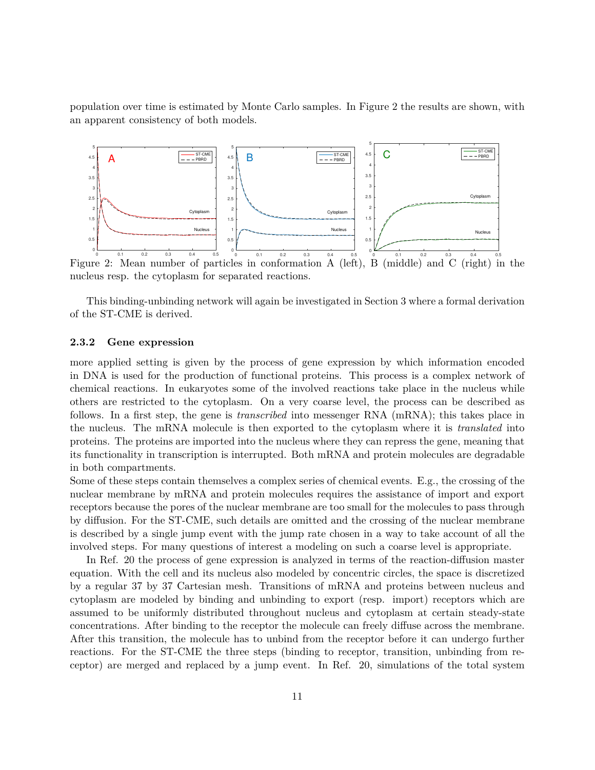population over time is estimated by Monte Carlo samples. In Figure 2 the results are shown, with an apparent consistency of both models.

A
ST-CME
PBRD
Cytoplasm
Nucleus
0 0.1 0.2 0.3 0.4 0.5
0 0.5 1 1.5 2 2.5 3 3.5 4 4.5 5

B
ST-CME
PBRD
Cytoplasm
Nucleus
0 0.1 0.2 0.3 0.4 0.5
0 0.5 1 1.5 2 2.5 3 3.5 4 4.5 5

C
ST-CME
PBRD
Cytoplasm
Nucleus
0 0.1 0.2 0.3 0.4 0.5
0 0.5 1 1.5 2 2.5 3 3.5 4 4.5 5

Figure 2: Mean number of particles in conformation A (left), B (middle) and C (right) in the nucleus resp. the cytoplasm for separated reactions.

This binding-unbinding network will again be investigated in Section 3 where a formal derivation of the ST-CME is derived.

### 2.3.2 Gene expression

more applied setting is given by the process of gene expression by which information encoded in DNA is used for the production of functional proteins. This process is a complex network of chemical reactions. In eukaryotes some of the involved reactions take place in the nucleus while others are restricted to the cytoplasm. On a very coarse level, the process can be described as follows. In a first step, the gene is *transcribed* into messenger RNA (mRNA); this takes place in the nucleus. The mRNA molecule is then exported to the cytoplasm where it is *translated* into proteins. The proteins are imported into the nucleus where they can repress the gene, meaning that its functionality in transcription is interrupted. Both mRNA and protein molecules are degradable in both compartments.
Some of these steps contain themselves a complex series of chemical events. E.g., the crossing of the nuclear membrane by mRNA and protein molecules requires the assistance of import and export receptors because the pores of the nuclear membrane are too small for the molecules to pass through by diffusion. For the ST-CME, such details are omitted and the crossing of the nuclear membrane is described by a single jump event with the jump rate chosen in a way to take account of all the involved steps. For many questions of interest a modeling on such a coarse level is appropriate.

In Ref. 20 the process of gene expression is analyzed in terms of the reaction-diffusion master equation. With the cell and its nucleus also modeled by concentric circles, the space is discretized by a regular 37 by 37 Cartesian mesh. Transitions of mRNA and proteins between nucleus and cytoplasm are modeled by binding and unbinding to export (resp. import) receptors which are assumed to be uniformly distributed throughout nucleus and cytoplasm at certain steady-state concentrations. After binding to the receptor the molecule can freely diffuse across the membrane. After this transition, the molecule has to unbind from the receptor before it can undergo further reactions. For the ST-CME the three steps (binding to receptor, transition, unbinding from receptor) are merged and replaced by a jump event. In Ref. 20, simulations of the total system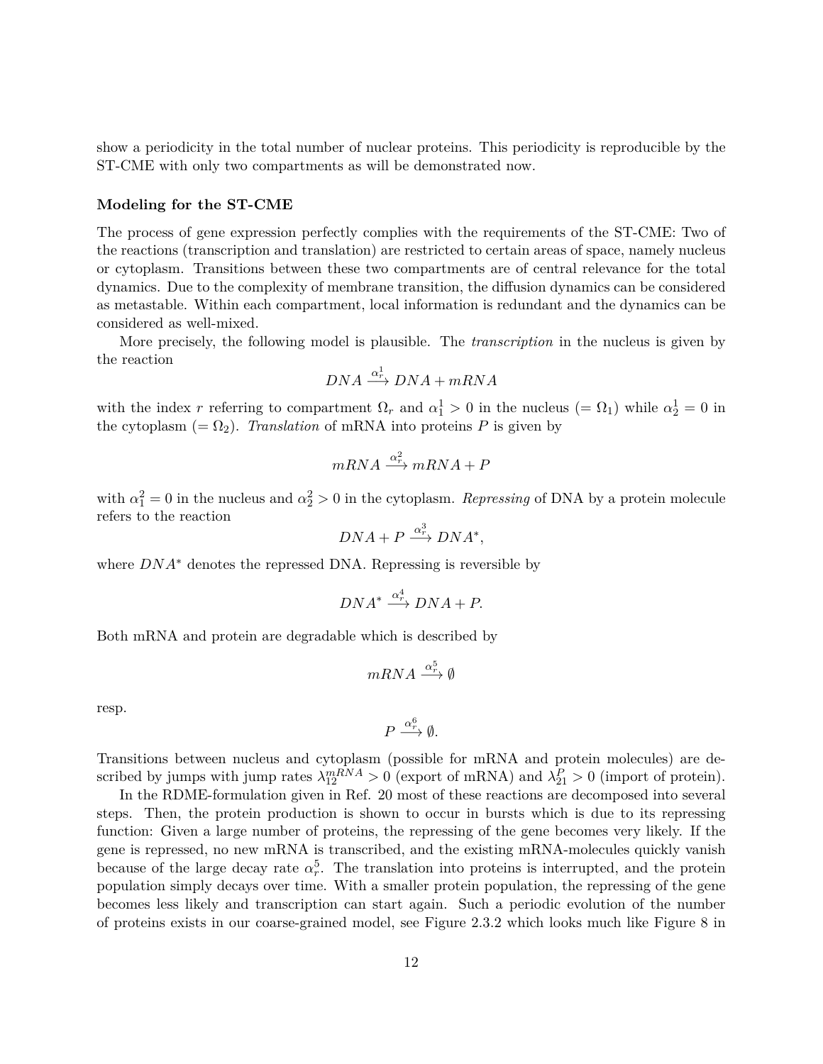show a periodicity in the total number of nuclear proteins. This periodicity is reproducible by the ST-CME with only two compartments as will be demonstrated now.

**Modeling for the ST-CME**

The process of gene expression perfectly complies with the requirements of the ST-CME: Two of the reactions (transcription and translation) are restricted to certain areas of space, namely nucleus or cytoplasm. Transitions between these two compartments are of central relevance for the total dynamics. Due to the complexity of membrane transition, the diffusion dynamics can be considered as metastable. Within each compartment, local information is redundant and the dynamics can be considered as well-mixed.

More precisely, the following model is plausible. The *transcription* in the nucleus is given by the reaction

$$DNA \xrightarrow{\alpha_r^1} DNA + mRNA$$

with the index $r$ referring to compartment $\Omega_r$ and $\alpha_1^1 > 0$ in the nucleus ($= \Omega_1$) while $\alpha_2^1 = 0$ in the cytoplasm ($= \Omega_2$). *Translation* of mRNA into proteins $P$ is given by

$$mRNA \xrightarrow{\alpha_r^2} mRNA + P$$

with $\alpha_1^2 = 0$ in the nucleus and $\alpha_2^2 > 0$ in the cytoplasm. *Repressing* of DNA by a protein molecule refers to the reaction

$$DNA + P \xrightarrow{\alpha_r^3} DNA^*,$$

where $DNA^*$ denotes the repressed DNA. Repressing is reversible by

$$DNA^* \xrightarrow{\alpha_r^4} DNA + P.$$

Both mRNA and protein are degradable which is described by

$$mRNA \xrightarrow{\alpha_r^5} \emptyset$$

resp.

$$P \xrightarrow{\alpha_r^6} \emptyset.$$

Transitions between nucleus and cytoplasm (possible for mRNA and protein molecules) are described by jumps with jump rates $\lambda_{12}^{mRNA} > 0$ (export of mRNA) and $\lambda_{21}^{P} > 0$ (import of protein).

In the RDME-formulation given in Ref. 20 most of these reactions are decomposed into several steps. Then, the protein production is shown to occur in bursts which is due to its repressing function: Given a large number of proteins, the repressing of the gene becomes very likely. If the gene is repressed, no new mRNA is transcribed, and the existing mRNA-molecules quickly vanish because of the large decay rate $\alpha_r^5$. The translation into proteins is interrupted, and the protein population simply decays over time. With a smaller protein population, the repressing of the gene becomes less likely and transcription can start again. Such a periodic evolution of the number of proteins exists in our coarse-grained model, see Figure 2.3.2 which looks much like Figure 8 in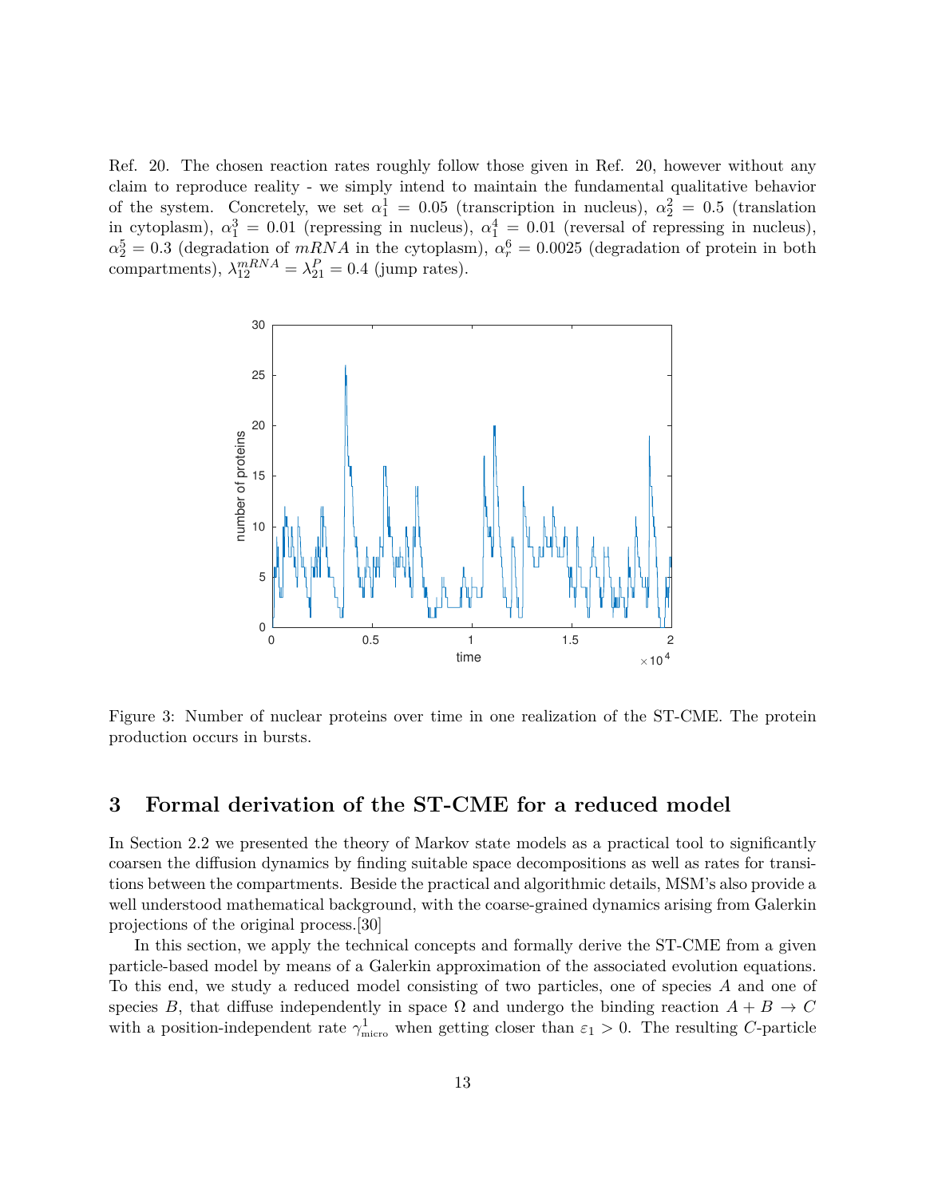Ref. 20. The chosen reaction rates roughly follow those given in Ref. 20, however without any claim to reproduce reality - we simply intend to maintain the fundamental qualitative behavior of the system. Concretely, we set $\alpha_1^1 = 0.05$ (transcription in nucleus), $\alpha_2^2 = 0.5$ (translation in cytoplasm), $\alpha_1^3 = 0.01$ (repressing in nucleus), $\alpha_1^4 = 0.01$ (reversal of repressing in nucleus), $\alpha_2^5 = 0.3$ (degradation of $mRNA$ in the cytoplasm), $\alpha_r^6 = 0.0025$ (degradation of protein in both compartments), $\lambda_{12}^{mRNA} = \lambda_{21}^{P} = 0.4$ (jump rates).

Figure 3: Number of nuclear proteins over time in one realization of the ST-CME. The protein production occurs in bursts.

## 3 Formal derivation of the ST-CME for a reduced model

In Section 2.2 we presented the theory of Markov state models as a practical tool to significantly coarsen the diffusion dynamics by finding suitable space decompositions as well as rates for transitions between the compartments. Beside the practical and algorithmic details, MSM's also provide a well understood mathematical background, with the coarse-grained dynamics arising from Galerkin projections of the original process.[30]

In this section, we apply the technical concepts and formally derive the ST-CME from a given particle-based model by means of a Galerkin approximation of the associated evolution equations. To this end, we study a reduced model consisting of two particles, one of species $A$ and one of species $B$, that diffuse independently in space $\Omega$ and undergo the binding reaction $A + B \to C$ with a position-independent rate $\gamma^1_{\text{micro}}$ when getting closer than $\varepsilon_1 > 0$. The resulting $C$-particle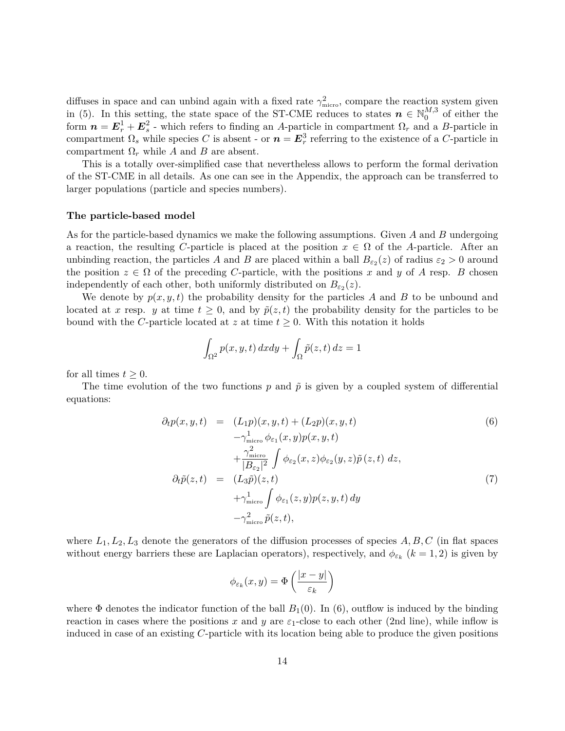diffuses in space and can unbind again with a fixed rate $\gamma^2_{\text{micro}}$, compare the reaction system given in (5). In this setting, the state space of the ST-CME reduces to states $\boldsymbol{n} \in \mathbb{N}_0^{M,3}$ of either the form $\boldsymbol{n} = \boldsymbol{E}_r^1 + \boldsymbol{E}_s^2$ - which refers to finding an $A$-particle in compartment $\Omega_r$ and a $B$-particle in compartment $\Omega_s$ while species $C$ is absent - or $\boldsymbol{n} = \boldsymbol{E}_r^3$ referring to the existence of a $C$-particle in compartment $\Omega_r$ while $A$ and $B$ are absent.

This is a totally over-simplified case that nevertheless allows to perform the formal derivation of the ST-CME in all details. As one can see in the Appendix, the approach can be transferred to larger populations (particle and species numbers).

**The particle-based model**

As for the particle-based dynamics we make the following assumptions. Given $A$ and $B$ undergoing a reaction, the resulting $C$-particle is placed at the position $x \in \Omega$ of the $A$-particle. After an unbinding reaction, the particles $A$ and $B$ are placed within a ball $B_{\varepsilon_2}(z)$ of radius $\varepsilon_2 > 0$ around the position $z \in \Omega$ of the preceding $C$-particle, with the positions $x$ and $y$ of $A$ resp. $B$ chosen independently of each other, both uniformly distributed on $B_{\varepsilon_2}(z)$.

We denote by $p(x, y, t)$ the probability density for the particles $A$ and $B$ to be unbound and located at $x$ resp. $y$ at time $t \geq 0$, and by $\tilde{p}(z, t)$ the probability density for the particles to be bound with the $C$-particle located at $z$ at time $t \geq 0$. With this notation it holds

$$\int_{\Omega^2} p(x, y, t)\, dxdy + \int_{\Omega} \tilde{p}(z, t)\, dz = 1$$

for all times $t \geq 0$.

The time evolution of the two functions $p$ and $\tilde{p}$ is given by a coupled system of differential equations:

$$\begin{aligned}
\partial_t p(x, y, t) &= (L_1 p)(x, y, t) + (L_2 p)(x, y, t) \\
&\quad -\gamma^1_{\text{micro}}\, \phi_{\varepsilon_1}(x, y) p(x, y, t) \\
&\quad +\frac{\gamma^2_{\text{micro}}}{|B_{\varepsilon_2}|^2} \int \phi_{\varepsilon_2}(x, z)\phi_{\varepsilon_2}(y, z)\tilde{p}\,(z, t)\; dz, &(6)\\
\partial_t \tilde{p}(z, t) &= (L_3 \tilde{p})(z, t) \\
&\quad +\gamma^1_{\text{micro}} \int \phi_{\varepsilon_1}(z, y) p(z, y, t)\, dy \\
&\quad -\gamma^2_{\text{micro}}\, \tilde{p}(z, t), &(7)
\end{aligned}$$

where $L_1, L_2, L_3$ denote the generators of the diffusion processes of species $A, B, C$ (in flat spaces without energy barriers these are Laplacian operators), respectively, and $\phi_{\varepsilon_k}$ $(k = 1, 2)$ is given by

$$\phi_{\varepsilon_k}(x, y) = \Phi\left(\frac{|x - y|}{\varepsilon_k}\right)$$

where $\Phi$ denotes the indicator function of the ball $B_1(0)$. In (6), outflow is induced by the binding reaction in cases where the positions $x$ and $y$ are $\varepsilon_1$-close to each other (2nd line), while inflow is induced in case of an existing $C$-particle with its location being able to produce the given positions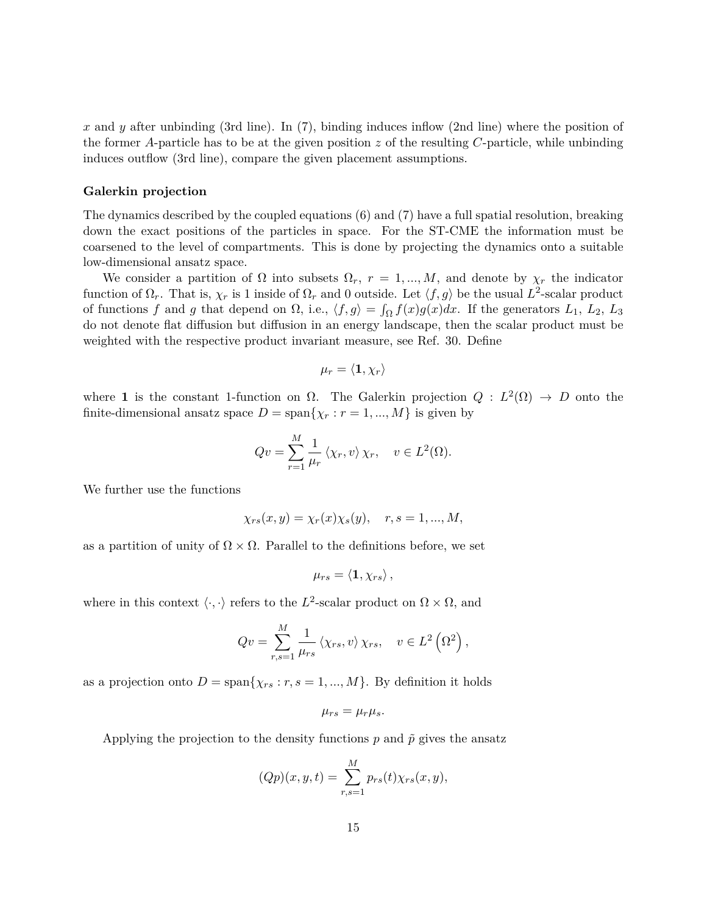$x$ and $y$ after unbinding (3rd line). In (7), binding induces inflow (2nd line) where the position of the former $A$-particle has to be at the given position $z$ of the resulting $C$-particle, while unbinding induces outflow (3rd line), compare the given placement assumptions.

**Galerkin projection**

The dynamics described by the coupled equations (6) and (7) have a full spatial resolution, breaking down the exact positions of the particles in space. For the ST-CME the information must be coarsened to the level of compartments. This is done by projecting the dynamics onto a suitable low-dimensional ansatz space.

We consider a partition of $\Omega$ into subsets $\Omega_r$, $r = 1, ..., M$, and denote by $\chi_r$ the indicator function of $\Omega_r$. That is, $\chi_r$ is 1 inside of $\Omega_r$ and 0 outside. Let $\langle f, g\rangle$ be the usual $L^2$-scalar product of functions $f$ and $g$ that depend on $\Omega$, i.e., $\langle f, g\rangle = \int_\Omega f(x)g(x)dx$. If the generators $L_1$, $L_2$, $L_3$ do not denote flat diffusion but diffusion in an energy landscape, then the scalar product must be weighted with the respective product invariant measure, see Ref. 30. Define

$$\mu_r = \langle \mathbf{1}, \chi_r \rangle$$

where $\mathbf{1}$ is the constant 1-function on $\Omega$. The Galerkin projection $Q : L^2(\Omega) \to D$ onto the finite-dimensional ansatz space $D = \text{span}\{\chi_r : r = 1, ..., M\}$ is given by

$$Qv = \sum_{r=1}^{M} \frac{1}{\mu_r} \langle \chi_r, v \rangle \chi_r, \quad v \in L^2(\Omega).$$

We further use the functions

$$\chi_{rs}(x, y) = \chi_r(x)\chi_s(y), \quad r, s = 1, ..., M,$$

as a partition of unity of $\Omega \times \Omega$. Parallel to the definitions before, we set

$$\mu_{rs} = \langle \mathbf{1}, \chi_{rs} \rangle,$$

where in this context $\langle \cdot, \cdot \rangle$ refers to the $L^2$-scalar product on $\Omega \times \Omega$, and

$$Qv = \sum_{r,s=1}^{M} \frac{1}{\mu_{rs}} \langle \chi_{rs}, v \rangle \chi_{rs}, \quad v \in L^2\left(\Omega^2\right),$$

as a projection onto $D = \text{span}\{\chi_{rs} : r, s = 1, ..., M\}$. By definition it holds

$$\mu_{rs} = \mu_r \mu_s.$$

Applying the projection to the density functions $p$ and $\tilde{p}$ gives the ansatz

$$(Qp)(x, y, t) = \sum_{r,s=1}^{M} p_{rs}(t)\chi_{rs}(x, y),$$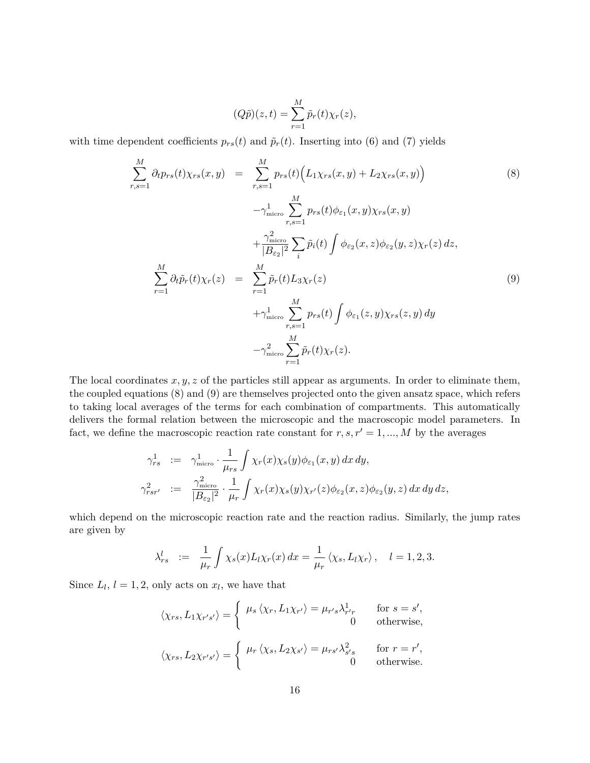$$(Q\tilde{p})(z,t) = \sum_{r=1}^{M} \tilde{p}_r(t)\chi_r(z),$$

with time dependent coefficients $p_{rs}(t)$ and $\tilde{p}_r(t)$. Inserting into (6) and (7) yields

$$\begin{aligned}
\sum_{r,s=1}^{M} \partial_t p_{rs}(t)\chi_{rs}(x,y) &= \sum_{r,s=1}^{M} p_{rs}(t)\Big(L_1\chi_{rs}(x,y) + L_2\chi_{rs}(x,y)\Big) \qquad (8)\\
&\quad -\gamma^1_{\text{micro}} \sum_{r,s=1}^{M} p_{rs}(t)\phi_{\varepsilon_1}(x,y)\chi_{rs}(x,y)\\
&\quad +\frac{\gamma^2_{\text{micro}}}{|B_{\varepsilon_2}|^2}\sum_i \tilde{p}_i(t)\int \phi_{\varepsilon_2}(x,z)\phi_{\varepsilon_2}(y,z)\chi_r(z)\,dz,\\
\sum_{r=1}^{M} \partial_t \tilde{p}_r(t)\chi_r(z) &= \sum_{r=1}^{M} \tilde{p}_r(t) L_3\chi_r(z) \qquad (9)\\
&\quad +\gamma^1_{\text{micro}} \sum_{r,s=1}^{M} p_{rs}(t)\int \phi_{\varepsilon_1}(z,y)\chi_{rs}(z,y)\,dy\\
&\quad -\gamma^2_{\text{micro}} \sum_{r=1}^{M} \tilde{p}_r(t)\chi_r(z).
\end{aligned}$$

The local coordinates $x, y, z$ of the particles still appear as arguments. In order to eliminate them, the coupled equations (8) and (9) are themselves projected onto the given ansatz space, which refers to taking local averages of the terms for each combination of compartments. This automatically delivers the formal relation between the microscopic and the macroscopic model parameters. In fact, we define the macroscopic reaction rate constant for $r, s, r' = 1, ..., M$ by the averages

$$\begin{aligned}
\gamma^1_{rs} &:= \gamma^1_{\text{micro}} \cdot \frac{1}{\mu_{rs}} \int \chi_r(x)\chi_s(y)\phi_{\varepsilon_1}(x,y)\,dx\,dy,\\
\gamma^2_{rsr'} &:= \frac{\gamma^2_{\text{micro}}}{|B_{\varepsilon_2}|^2} \cdot \frac{1}{\mu_r} \int \chi_r(x)\chi_s(y)\chi_{r'}(z)\phi_{\varepsilon_2}(x,z)\phi_{\varepsilon_2}(y,z)\,dx\,dy\,dz,
\end{aligned}$$

which depend on the microscopic reaction rate and the reaction radius. Similarly, the jump rates are given by

$$\lambda^l_{rs} := \frac{1}{\mu_r}\int \chi_s(x) L_l \chi_r(x)\,dx = \frac{1}{\mu_r}\left\langle \chi_s, L_l\chi_r\right\rangle, \quad l = 1,2,3.$$

Since $L_l$, $l = 1, 2$, only acts on $x_l$, we have that

$$\left\langle \chi_{rs}, L_1\chi_{r's'}\right\rangle = \begin{cases} \mu_s \left\langle \chi_r, L_1\chi_{r'}\right\rangle = \mu_{r's}\lambda^1_{r'r} & \text{for } s = s',\\ 0 & \text{otherwise,}\end{cases}$$

$$\left\langle \chi_{rs}, L_2\chi_{r's'}\right\rangle = \begin{cases} \mu_r \left\langle \chi_s, L_2\chi_{s'}\right\rangle = \mu_{rs'}\lambda^2_{s's} & \text{for } r = r',\\ 0 & \text{otherwise.}\end{cases}$$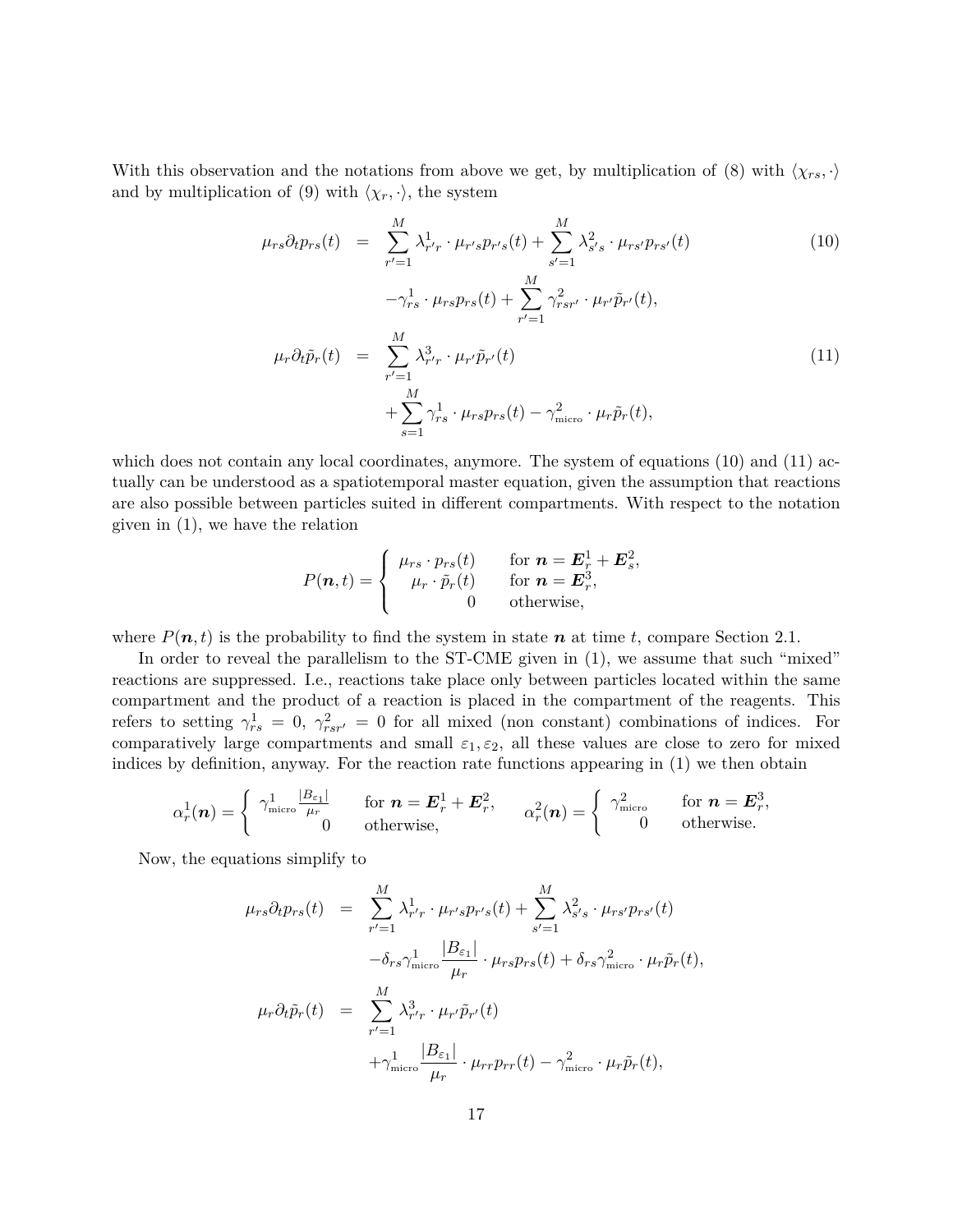With this observation and the notations from above we get, by multiplication of (8) with $\langle \chi_{rs}, \cdot \rangle$ and by multiplication of (9) with $\langle \chi_r, \cdot \rangle$, the system

$$
\begin{aligned}
\mu_{rs}\partial_t p_{rs}(t) &= \sum_{r'=1}^{M} \lambda^1_{r'r} \cdot \mu_{r's} p_{r's}(t) + \sum_{s'=1}^{M} \lambda^2_{s's} \cdot \mu_{rs'} p_{rs'}(t) \\
&\quad -\gamma^1_{rs} \cdot \mu_{rs} p_{rs}(t) + \sum_{r'=1}^{M} \gamma^2_{rsr'} \cdot \mu_{r'} \tilde{p}_{r'}(t),
\end{aligned} \tag{10}
$$

$$
\begin{aligned}
\mu_r \partial_t \tilde{p}_r(t) &= \sum_{r'=1}^{M} \lambda^3_{r'r} \cdot \mu_{r'} \tilde{p}_{r'}(t) \\
&\quad + \sum_{s=1}^{M} \gamma^1_{rs} \cdot \mu_{rs} p_{rs}(t) - \gamma^2_{\text{micro}} \cdot \mu_r \tilde{p}_r(t),
\end{aligned} \tag{11}
$$

which does not contain any local coordinates, anymore. The system of equations (10) and (11) actually can be understood as a spatiotemporal master equation, given the assumption that reactions are also possible between particles suited in different compartments. With respect to the notation given in (1), we have the relation

$$
P(\boldsymbol{n}, t) = \begin{cases} \mu_{rs} \cdot p_{rs}(t) & \text{for } \boldsymbol{n} = \boldsymbol{E}^1_r + \boldsymbol{E}^2_s, \\ \mu_r \cdot \tilde{p}_r(t) & \text{for } \boldsymbol{n} = \boldsymbol{E}^3_r, \\ 0 & \text{otherwise,} \end{cases}
$$

where $P(\boldsymbol{n}, t)$ is the probability to find the system in state $\boldsymbol{n}$ at time $t$, compare Section 2.1.

In order to reveal the parallelism to the ST-CME given in (1), we assume that such "mixed" reactions are suppressed. I.e., reactions take place only between particles located within the same compartment and the product of a reaction is placed in the compartment of the reagents. This refers to setting $\gamma^1_{rs} = 0$, $\gamma^2_{rsr'} = 0$ for all mixed (non constant) combinations of indices. For comparatively large compartments and small $\varepsilon_1, \varepsilon_2$, all these values are close to zero for mixed indices by definition, anyway. For the reaction rate functions appearing in (1) we then obtain

$$
\alpha^1_r(\boldsymbol{n}) = \begin{cases} \gamma^1_{\text{micro}} \frac{|B_{\varepsilon_1}|}{\mu_r} & \text{for } \boldsymbol{n} = \boldsymbol{E}^1_r + \boldsymbol{E}^2_r, \\ 0 & \text{otherwise,} \end{cases} \qquad \alpha^2_r(\boldsymbol{n}) = \begin{cases} \gamma^2_{\text{micro}} & \text{for } \boldsymbol{n} = \boldsymbol{E}^3_r, \\ 0 & \text{otherwise.} \end{cases}
$$

Now, the equations simplify to

$$
\begin{aligned}
\mu_{rs}\partial_t p_{rs}(t) &= \sum_{r'=1}^{M} \lambda^1_{r'r} \cdot \mu_{r's} p_{r's}(t) + \sum_{s'=1}^{M} \lambda^2_{s's} \cdot \mu_{rs'} p_{rs'}(t) \\
&\quad -\delta_{rs} \gamma^1_{\text{micro}} \frac{|B_{\varepsilon_1}|}{\mu_r} \cdot \mu_{rs} p_{rs}(t) + \delta_{rs} \gamma^2_{\text{micro}} \cdot \mu_r \tilde{p}_r(t), \\
\mu_r \partial_t \tilde{p}_r(t) &= \sum_{r'=1}^{M} \lambda^3_{r'r} \cdot \mu_{r'} \tilde{p}_{r'}(t) \\
&\quad + \gamma^1_{\text{micro}} \frac{|B_{\varepsilon_1}|}{\mu_r} \cdot \mu_{rr} p_{rr}(t) - \gamma^2_{\text{micro}} \cdot \mu_r \tilde{p}_r(t),
\end{aligned}
$$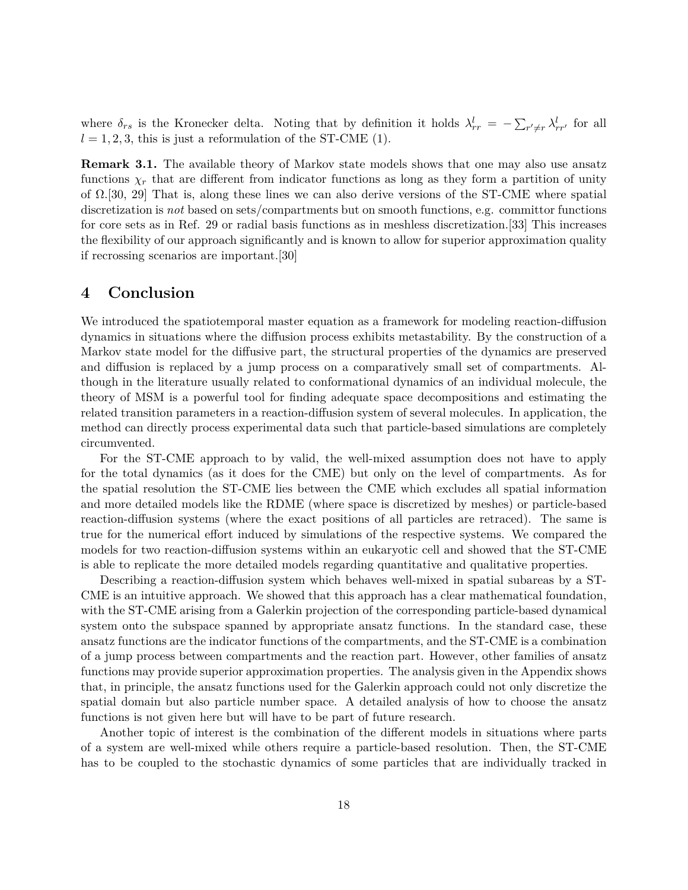where $\delta_{rs}$ is the Kronecker delta. Noting that by definition it holds $\lambda^l_{rr} = -\sum_{r' \neq r} \lambda^l_{rr'}$ for all $l = 1, 2, 3$, this is just a reformulation of the ST-CME (1).

**Remark 3.1.** The available theory of Markov state models shows that one may also use ansatz functions $\chi_r$ that are different from indicator functions as long as they form a partition of unity of $\Omega$.[30, 29] That is, along these lines we can also derive versions of the ST-CME where spatial discretization is *not* based on sets/compartments but on smooth functions, e.g. committor functions for core sets as in Ref. 29 or radial basis functions as in meshless discretization.[33] This increases the flexibility of our approach significantly and is known to allow for superior approximation quality if recrossing scenarios are important.[30]

# 4 Conclusion

We introduced the spatiotemporal master equation as a framework for modeling reaction-diffusion dynamics in situations where the diffusion process exhibits metastability. By the construction of a Markov state model for the diffusive part, the structural properties of the dynamics are preserved and diffusion is replaced by a jump process on a comparatively small set of compartments. Although in the literature usually related to conformational dynamics of an individual molecule, the theory of MSM is a powerful tool for finding adequate space decompositions and estimating the related transition parameters in a reaction-diffusion system of several molecules. In application, the method can directly process experimental data such that particle-based simulations are completely circumvented.

For the ST-CME approach to by valid, the well-mixed assumption does not have to apply for the total dynamics (as it does for the CME) but only on the level of compartments. As for the spatial resolution the ST-CME lies between the CME which excludes all spatial information and more detailed models like the RDME (where space is discretized by meshes) or particle-based reaction-diffusion systems (where the exact positions of all particles are retraced). The same is true for the numerical effort induced by simulations of the respective systems. We compared the models for two reaction-diffusion systems within an eukaryotic cell and showed that the ST-CME is able to replicate the more detailed models regarding quantitative and qualitative properties.

Describing a reaction-diffusion system which behaves well-mixed in spatial subareas by a ST-CME is an intuitive approach. We showed that this approach has a clear mathematical foundation, with the ST-CME arising from a Galerkin projection of the corresponding particle-based dynamical system onto the subspace spanned by appropriate ansatz functions. In the standard case, these ansatz functions are the indicator functions of the compartments, and the ST-CME is a combination of a jump process between compartments and the reaction part. However, other families of ansatz functions may provide superior approximation properties. The analysis given in the Appendix shows that, in principle, the ansatz functions used for the Galerkin approach could not only discretize the spatial domain but also particle number space. A detailed analysis of how to choose the ansatz functions is not given here but will have to be part of future research.

Another topic of interest is the combination of the different models in situations where parts of a system are well-mixed while others require a particle-based resolution. Then, the ST-CME has to be coupled to the stochastic dynamics of some particles that are individually tracked in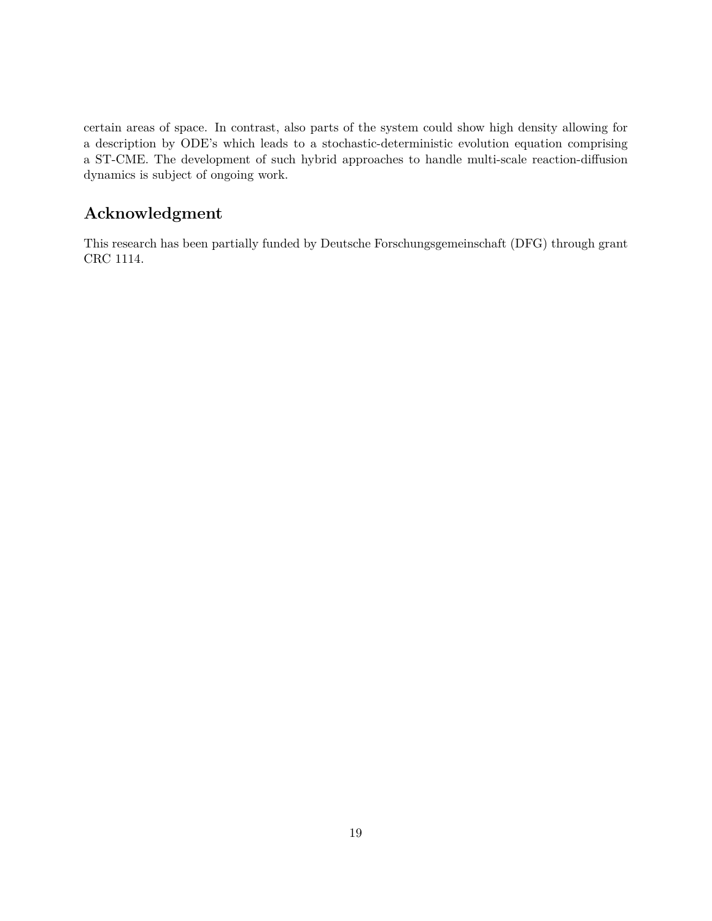certain areas of space. In contrast, also parts of the system could show high density allowing for a description by ODE's which leads to a stochastic-deterministic evolution equation comprising a ST-CME. The development of such hybrid approaches to handle multi-scale reaction-diffusion dynamics is subject of ongoing work.

## Acknowledgment

This research has been partially funded by Deutsche Forschungsgemeinschaft (DFG) through grant CRC 1114.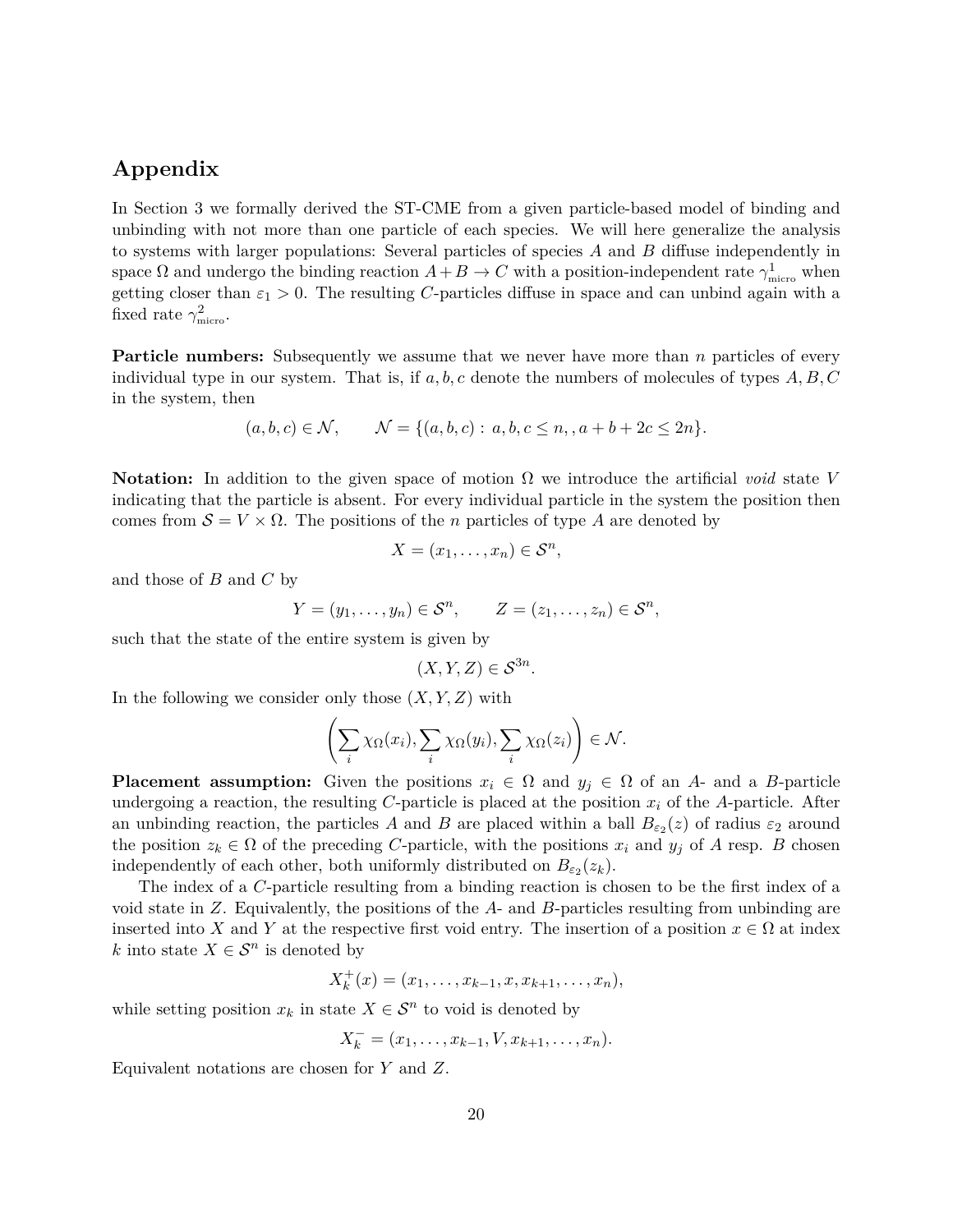# Appendix

In Section 3 we formally derived the ST-CME from a given particle-based model of binding and unbinding with not more than one particle of each species. We will here generalize the analysis to systems with larger populations: Several particles of species $A$ and $B$ diffuse independently in space $\Omega$ and undergo the binding reaction $A+B \to C$ with a position-independent rate $\gamma^1_{\text{micro}}$ when getting closer than $\varepsilon_1 > 0$. The resulting $C$-particles diffuse in space and can unbind again with a fixed rate $\gamma^2_{\text{micro}}$.

**Particle numbers:** Subsequently we assume that we never have more than $n$ particles of every individual type in our system. That is, if $a, b, c$ denote the numbers of molecules of types $A, B, C$ in the system, then

$$(a, b, c) \in \mathcal{N}, \qquad \mathcal{N} = \{(a, b, c) : \, a, b, c \leq n, , a + b + 2c \leq 2n\}.$$

**Notation:** In addition to the given space of motion $\Omega$ we introduce the artificial *void* state $V$ indicating that the particle is absent. For every individual particle in the system the position then comes from $\mathcal{S} = V \times \Omega$. The positions of the $n$ particles of type $A$ are denoted by

$$X = (x_1, \ldots, x_n) \in \mathcal{S}^n,$$

and those of $B$ and $C$ by

$$Y = (y_1, \ldots, y_n) \in \mathcal{S}^n, \qquad Z = (z_1, \ldots, z_n) \in \mathcal{S}^n,$$

such that the state of the entire system is given by

$$(X, Y, Z) \in \mathcal{S}^{3n}.$$

In the following we consider only those $(X, Y, Z)$ with

$$\left( \sum_i \chi_\Omega(x_i), \sum_i \chi_\Omega(y_i), \sum_i \chi_\Omega(z_i) \right) \in \mathcal{N}.$$

**Placement assumption:** Given the positions $x_i \in \Omega$ and $y_j \in \Omega$ of an $A$- and a $B$-particle undergoing a reaction, the resulting $C$-particle is placed at the position $x_i$ of the $A$-particle. After an unbinding reaction, the particles $A$ and $B$ are placed within a ball $B_{\varepsilon_2}(z)$ of radius $\varepsilon_2$ around the position $z_k \in \Omega$ of the preceding $C$-particle, with the positions $x_i$ and $y_j$ of $A$ resp. $B$ chosen independently of each other, both uniformly distributed on $B_{\varepsilon_2}(z_k)$.

The index of a $C$-particle resulting from a binding reaction is chosen to be the first index of a void state in $Z$. Equivalently, the positions of the $A$- and $B$-particles resulting from unbinding are inserted into $X$ and $Y$ at the respective first void entry. The insertion of a position $x \in \Omega$ at index $k$ into state $X \in \mathcal{S}^n$ is denoted by

$$X^+_k(x) = (x_1, \ldots, x_{k-1}, x, x_{k+1}, \ldots, x_n),$$

while setting position $x_k$ in state $X \in \mathcal{S}^n$ to void is denoted by

$$X^-_k = (x_1, \ldots, x_{k-1}, V, x_{k+1}, \ldots, x_n).$$

Equivalent notations are chosen for $Y$ and $Z$.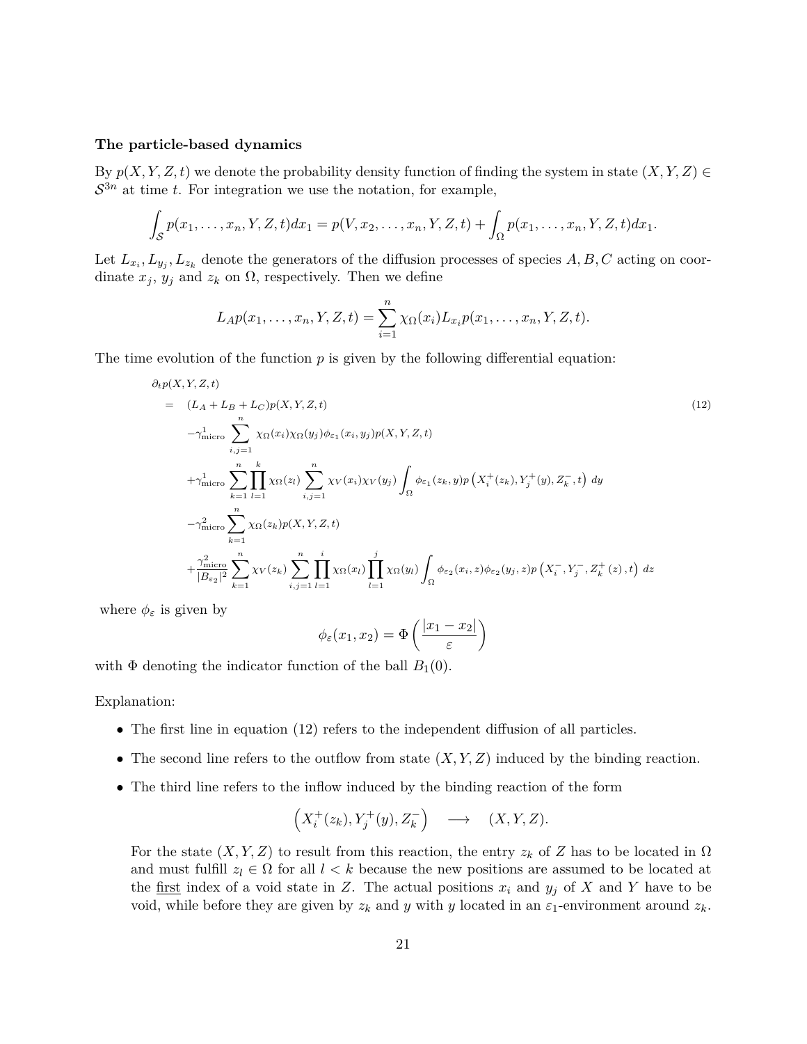**The particle-based dynamics**

By $p(X, Y, Z, t)$ we denote the probability density function of finding the system in state $(X, Y, Z) \in \mathcal{S}^{3n}$ at time $t$. For integration we use the notation, for example,

$$\int_{\mathcal{S}} p(x_1, \ldots, x_n, Y, Z, t)dx_1 = p(V, x_2, \ldots, x_n, Y, Z, t) + \int_{\Omega} p(x_1, \ldots, x_n, Y, Z, t)dx_1.$$

Let $L_{x_i}, L_{y_j}, L_{z_k}$ denote the generators of the diffusion processes of species $A, B, C$ acting on coordinate $x_j$, $y_j$ and $z_k$ on $\Omega$, respectively. Then we define

$$L_A p(x_1, \ldots, x_n, Y, Z, t) = \sum_{i=1}^{n} \chi_{\Omega}(x_i) L_{x_i} p(x_1, \ldots, x_n, Y, Z, t).$$

The time evolution of the function $p$ is given by the following differential equation:

$$\begin{aligned}
&\partial_t p(X,Y,Z,t) \\
&= (L_A + L_B + L_C)p(X,Y,Z,t) \qquad (12)\\
&\quad -\gamma^1_{\text{micro}} \sum_{i,j=1}^{n} \chi_\Omega(x_i)\chi_\Omega(y_j)\phi_{\varepsilon_1}(x_i,y_j)p(X,Y,Z,t) \\
&\quad +\gamma^1_{\text{micro}} \sum_{k=1}^{n} \prod_{l=1}^{k} \chi_\Omega(z_l) \sum_{i,j=1}^{n} \chi_V(x_i)\chi_V(y_j) \int_\Omega \phi_{\varepsilon_1}(z_k,y) p\left(X_i^+(z_k), Y_j^+(y), Z_k^-, t\right) dy \\
&\quad -\gamma^2_{\text{micro}} \sum_{k=1}^{n} \chi_\Omega(z_k) p(X,Y,Z,t) \\
&\quad +\frac{\gamma^2_{\text{micro}}}{|B_{\varepsilon_2}|^2} \sum_{k=1}^{n} \chi_V(z_k) \sum_{i,j=1}^{n} \prod_{l=1}^{i} \chi_\Omega(x_l) \prod_{l=1}^{j} \chi_\Omega(y_l) \int_\Omega \phi_{\varepsilon_2}(x_i,z)\phi_{\varepsilon_2}(y_j,z) p\left(X_i^-, Y_j^-, Z_k^+(z), t\right) dz
\end{aligned}$$

where $\phi_\varepsilon$ is given by

$$\phi_\varepsilon(x_1, x_2) = \Phi\left(\frac{|x_1 - x_2|}{\varepsilon}\right)$$

with $\Phi$ denoting the indicator function of the ball $B_1(0)$.

Explanation:

- The first line in equation (12) refers to the independent diffusion of all particles.
- The second line refers to the outflow from state $(X, Y, Z)$ induced by the binding reaction.
- The third line refers to the inflow induced by the binding reaction of the form

$$\left(X_i^+(z_k), Y_j^+(y), Z_k^-\right) \quad \longrightarrow \quad (X, Y, Z).$$

  For the state $(X, Y, Z)$ to result from this reaction, the entry $z_k$ of $Z$ has to be located in $\Omega$ and must fulfill $z_l \in \Omega$ for all $l < k$ because the new positions are assumed to be located at the first index of a void state in $Z$. The actual positions $x_i$ and $y_j$ of $X$ and $Y$ have to be void, while before they are given by $z_k$ and $y$ with $y$ located in an $\varepsilon_1$-environment around $z_k$.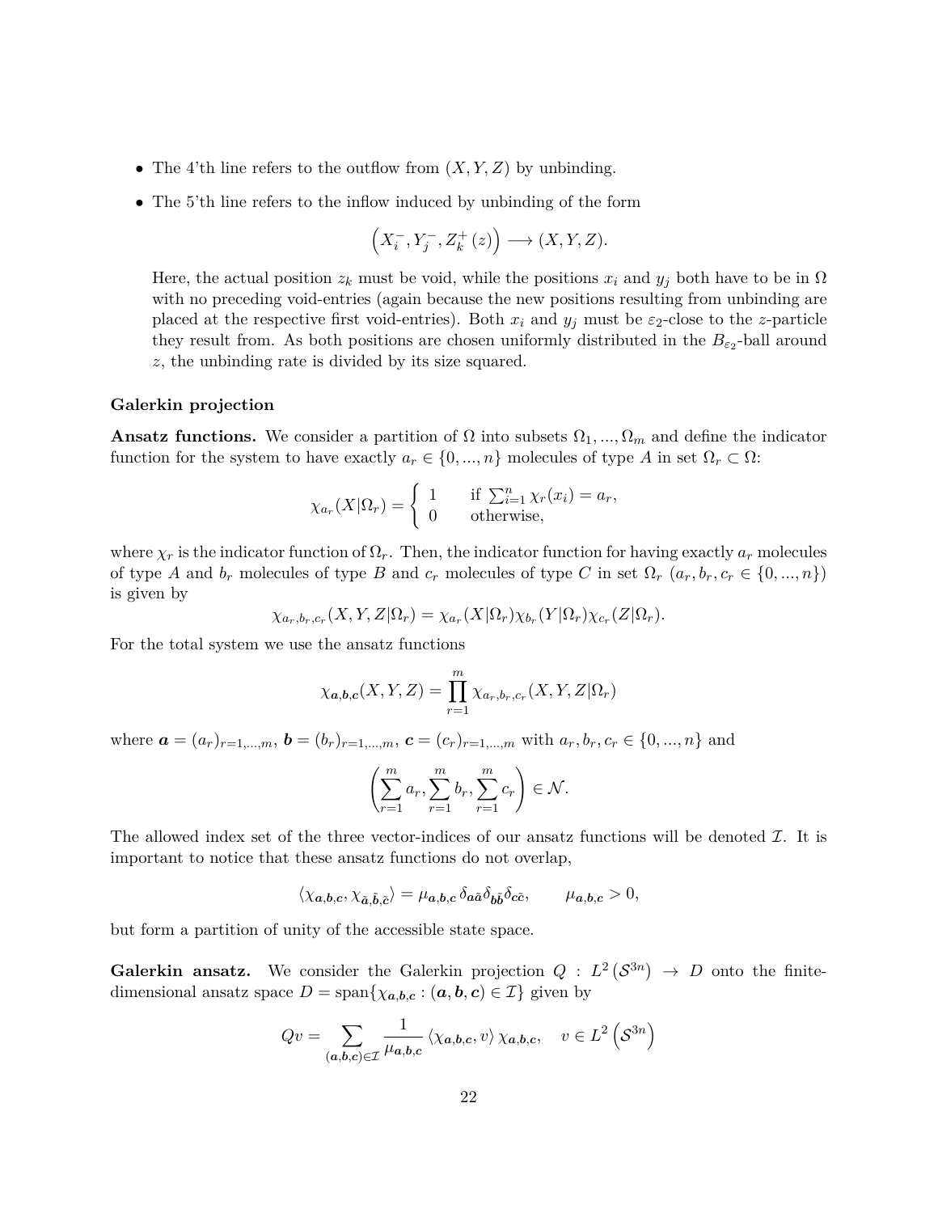- The 4'th line refers to the outflow from $(X, Y, Z)$ by unbinding.
- The 5'th line refers to the inflow induced by unbinding of the form

  $$\left(X_i^-, Y_j^-, Z_k^+(z)\right) \longrightarrow (X, Y, Z).$$

  Here, the actual position $z_k$ must be void, while the positions $x_i$ and $y_j$ both have to be in $\Omega$ with no preceding void-entries (again because the new positions resulting from unbinding are placed at the respective first void-entries). Both $x_i$ and $y_j$ must be $\varepsilon_2$-close to the $z$-particle they result from. As both positions are chosen uniformly distributed in the $B_{\varepsilon_2}$-ball around $z$, the unbinding rate is divided by its size squared.

**Galerkin projection**

**Ansatz functions.** We consider a partition of $\Omega$ into subsets $\Omega_1, ..., \Omega_m$ and define the indicator function for the system to have exactly $a_r \in \{0, ..., n\}$ molecules of type $A$ in set $\Omega_r \subset \Omega$:

$$\chi_{a_r}(X|\Omega_r) = \begin{cases} 1 & \text{if } \sum_{i=1}^n \chi_r(x_i) = a_r, \\ 0 & \text{otherwise,} \end{cases}$$

where $\chi_r$ is the indicator function of $\Omega_r$. Then, the indicator function for having exactly $a_r$ molecules of type $A$ and $b_r$ molecules of type $B$ and $c_r$ molecules of type $C$ in set $\Omega_r$ ($a_r, b_r, c_r \in \{0, ..., n\}$) is given by

$$\chi_{a_r,b_r,c_r}(X, Y, Z|\Omega_r) = \chi_{a_r}(X|\Omega_r)\chi_{b_r}(Y|\Omega_r)\chi_{c_r}(Z|\Omega_r).$$

For the total system we use the ansatz functions

$$\chi_{\boldsymbol{a},\boldsymbol{b},\boldsymbol{c}}(X, Y, Z) = \prod_{r=1}^m \chi_{a_r,b_r,c_r}(X, Y, Z|\Omega_r)$$

where $\boldsymbol{a} = (a_r)_{r=1,...,m}$, $\boldsymbol{b} = (b_r)_{r=1,...,m}$, $\boldsymbol{c} = (c_r)_{r=1,...,m}$ with $a_r, b_r, c_r \in \{0, ..., n\}$ and

$$\left(\sum_{r=1}^m a_r, \sum_{r=1}^m b_r, \sum_{r=1}^m c_r\right) \in \mathcal{N}.$$

The allowed index set of the three vector-indices of our ansatz functions will be denoted $\mathcal{I}$. It is important to notice that these ansatz functions do not overlap,

$$\langle \chi_{\boldsymbol{a},\boldsymbol{b},\boldsymbol{c}}, \chi_{\tilde{\boldsymbol{a}},\tilde{\boldsymbol{b}},\tilde{\boldsymbol{c}}} \rangle = \mu_{\boldsymbol{a},\boldsymbol{b},\boldsymbol{c}}\, \delta_{\boldsymbol{a}\tilde{\boldsymbol{a}}} \delta_{\boldsymbol{b}\tilde{\boldsymbol{b}}} \delta_{\boldsymbol{c}\tilde{\boldsymbol{c}}}, \qquad \mu_{\boldsymbol{a},\boldsymbol{b},\boldsymbol{c}} > 0,$$

but form a partition of unity of the accessible state space.

**Galerkin ansatz.** We consider the Galerkin projection $Q : L^2(\mathcal{S}^{3n}) \to D$ onto the finite-dimensional ansatz space $D = \text{span}\{\chi_{\boldsymbol{a},\boldsymbol{b},\boldsymbol{c}} : (\boldsymbol{a}, \boldsymbol{b}, \boldsymbol{c}) \in \mathcal{I}\}$ given by

$$Qv = \sum_{(\boldsymbol{a},\boldsymbol{b},\boldsymbol{c}) \in \mathcal{I}} \frac{1}{\mu_{\boldsymbol{a},\boldsymbol{b},\boldsymbol{c}}} \langle \chi_{\boldsymbol{a},\boldsymbol{b},\boldsymbol{c}}, v \rangle \chi_{\boldsymbol{a},\boldsymbol{b},\boldsymbol{c}}, \quad v \in L^2\left(\mathcal{S}^{3n}\right)$$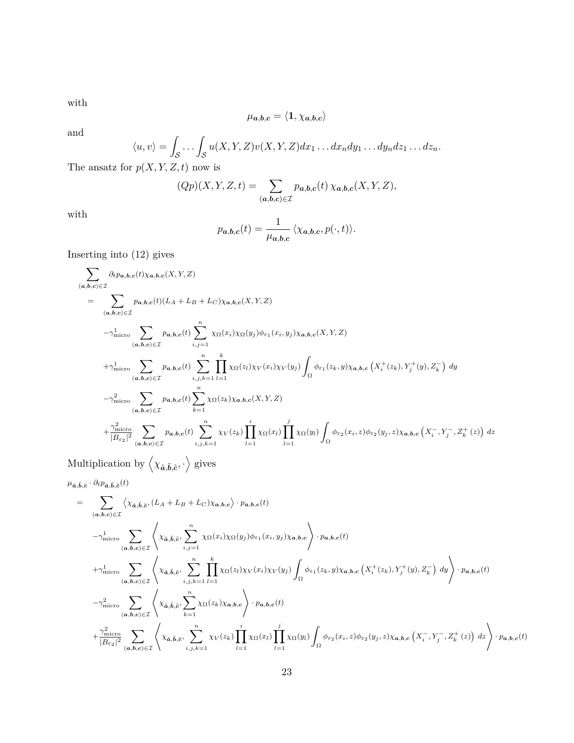with

$$\mu_{\boldsymbol{a},\boldsymbol{b},\boldsymbol{c}} = \langle \mathbf{1}, \chi_{\boldsymbol{a},\boldsymbol{b},\boldsymbol{c}} \rangle$$

and

$$\langle u, v \rangle = \int_{\mathcal{S}} \dots \int_{\mathcal{S}} u(X,Y,Z) v(X,Y,Z) dx_1 \dots dx_n dy_1 \dots dy_n dz_1 \dots dz_n.$$

The ansatz for $p(X,Y,Z,t)$ now is

$$(Qp)(X,Y,Z,t) = \sum_{(\boldsymbol{a},\boldsymbol{b},\boldsymbol{c}) \in \mathcal{I}} p_{\boldsymbol{a},\boldsymbol{b},\boldsymbol{c}}(t)\, \chi_{\boldsymbol{a},\boldsymbol{b},\boldsymbol{c}}(X,Y,Z),$$

with

$$p_{\boldsymbol{a},\boldsymbol{b},\boldsymbol{c}}(t) = \frac{1}{\mu_{\boldsymbol{a},\boldsymbol{b},\boldsymbol{c}}} \langle \chi_{\boldsymbol{a},\boldsymbol{b},\boldsymbol{c}}, p(\cdot,t) \rangle.$$

Inserting into (12) gives

$$
\begin{aligned}
&\sum_{(\boldsymbol{a},\boldsymbol{b},\boldsymbol{c}) \in \mathcal{I}} \partial_t p_{\boldsymbol{a},\boldsymbol{b},\boldsymbol{c}}(t) \chi_{\boldsymbol{a},\boldsymbol{b},\boldsymbol{c}}(X,Y,Z) \\
&= \sum_{(\boldsymbol{a},\boldsymbol{b},\boldsymbol{c}) \in \mathcal{I}} p_{\boldsymbol{a},\boldsymbol{b},\boldsymbol{c}}(t) (L_A + L_B + L_C) \chi_{\boldsymbol{a},\boldsymbol{b},\boldsymbol{c}}(X,Y,Z) \\
&\quad - \gamma^1_{\text{micro}} \sum_{(\boldsymbol{a},\boldsymbol{b},\boldsymbol{c}) \in \mathcal{I}} p_{\boldsymbol{a},\boldsymbol{b},\boldsymbol{c}}(t) \sum_{i,j=1}^{n} \chi_\Omega(x_i) \chi_\Omega(y_j) \phi_{\varepsilon_1}(x_i, y_j) \chi_{\boldsymbol{a},\boldsymbol{b},\boldsymbol{c}}(X,Y,Z) \\
&\quad + \gamma^1_{\text{micro}} \sum_{(\boldsymbol{a},\boldsymbol{b},\boldsymbol{c}) \in \mathcal{I}} p_{\boldsymbol{a},\boldsymbol{b},\boldsymbol{c}}(t) \sum_{i,j,k=1}^{n} \prod_{l=1}^{k} \chi_\Omega(z_l) \chi_V(x_i) \chi_V(y_j) \int_\Omega \phi_{\varepsilon_1}(z_k, y) \chi_{\boldsymbol{a},\boldsymbol{b},\boldsymbol{c}}\left(X_i^+(z_k), Y_j^+(y), Z_k^-\right) dy \\
&\quad - \gamma^2_{\text{micro}} \sum_{(\boldsymbol{a},\boldsymbol{b},\boldsymbol{c}) \in \mathcal{I}} p_{\boldsymbol{a},\boldsymbol{b},\boldsymbol{c}}(t) \sum_{k=1}^{n} \chi_\Omega(z_k) \chi_{\boldsymbol{a},\boldsymbol{b},\boldsymbol{c}}(X,Y,Z) \\
&\quad + \frac{\gamma^2_{\text{micro}}}{|B_{\varepsilon_2}|^2} \sum_{(\boldsymbol{a},\boldsymbol{b},\boldsymbol{c}) \in \mathcal{I}} p_{\boldsymbol{a},\boldsymbol{b},\boldsymbol{c}}(t) \sum_{i,j,k=1}^{n} \chi_V(z_k) \prod_{l=1}^{i} \chi_\Omega(x_l) \prod_{l=1}^{j} \chi_\Omega(y_l) \int_\Omega \phi_{\varepsilon_2}(x_i, z) \phi_{\varepsilon_2}(y_j, z) \chi_{\boldsymbol{a},\boldsymbol{b},\boldsymbol{c}}\left(X_i^-, Y_j^-, Z_k^+(z)\right) dz
\end{aligned}
$$

Multiplication by $\left\langle \chi_{\tilde{\boldsymbol{a}},\tilde{\boldsymbol{b}},\tilde{\boldsymbol{c}}}, \cdot \right\rangle$ gives

$$
\begin{aligned}
&\mu_{\tilde{\boldsymbol{a}},\tilde{\boldsymbol{b}},\tilde{\boldsymbol{c}}} \cdot \partial_t p_{\tilde{\boldsymbol{a}},\tilde{\boldsymbol{b}},\tilde{\boldsymbol{c}}}(t) \\
&= \sum_{(\boldsymbol{a},\boldsymbol{b},\boldsymbol{c}) \in \mathcal{I}} \left\langle \chi_{\tilde{\boldsymbol{a}},\tilde{\boldsymbol{b}},\tilde{\boldsymbol{c}}}, (L_A + L_B + L_C) \chi_{\boldsymbol{a},\boldsymbol{b},\boldsymbol{c}} \right\rangle \cdot p_{\boldsymbol{a},\boldsymbol{b},\boldsymbol{c}}(t) \\
&\quad - \gamma^1_{\text{micro}} \sum_{(\boldsymbol{a},\boldsymbol{b},\boldsymbol{c}) \in \mathcal{I}} \left\langle \chi_{\tilde{\boldsymbol{a}},\tilde{\boldsymbol{b}},\tilde{\boldsymbol{c}}}, \sum_{i,j=1}^{n} \chi_\Omega(x_i) \chi_\Omega(y_j) \phi_{\varepsilon_1}(x_i, y_j) \chi_{\boldsymbol{a},\boldsymbol{b},\boldsymbol{c}} \right\rangle \cdot p_{\boldsymbol{a},\boldsymbol{b},\boldsymbol{c}}(t) \\
&\quad + \gamma^1_{\text{micro}} \sum_{(\boldsymbol{a},\boldsymbol{b},\boldsymbol{c}) \in \mathcal{I}} \left\langle \chi_{\tilde{\boldsymbol{a}},\tilde{\boldsymbol{b}},\tilde{\boldsymbol{c}}}, \sum_{i,j,k=1}^{n} \prod_{l=1}^{k} \chi_\Omega(z_l) \chi_V(x_i) \chi_V(y_j) \int_\Omega \phi_{\varepsilon_1}(z_k, y) \chi_{\boldsymbol{a},\boldsymbol{b},\boldsymbol{c}}\left(X_i^+(z_k), Y_j^+(y), Z_k^-\right) dy \right\rangle \cdot p_{\boldsymbol{a},\boldsymbol{b},\boldsymbol{c}}(t) \\
&\quad - \gamma^2_{\text{micro}} \sum_{(\boldsymbol{a},\boldsymbol{b},\boldsymbol{c}) \in \mathcal{I}} \left\langle \chi_{\tilde{\boldsymbol{a}},\tilde{\boldsymbol{b}},\tilde{\boldsymbol{c}}}, \sum_{k=1}^{n} \chi_\Omega(z_k) \chi_{\boldsymbol{a},\boldsymbol{b},\boldsymbol{c}} \right\rangle \cdot p_{\boldsymbol{a},\boldsymbol{b},\boldsymbol{c}}(t) \\
&\quad + \frac{\gamma^2_{\text{micro}}}{|B_{\varepsilon_2}|^2} \sum_{(\boldsymbol{a},\boldsymbol{b},\boldsymbol{c}) \in \mathcal{I}} \left\langle \chi_{\tilde{\boldsymbol{a}},\tilde{\boldsymbol{b}},\tilde{\boldsymbol{c}}}, \sum_{i,j,k=1}^{n} \chi_V(z_k) \prod_{l=1}^{i} \chi_\Omega(x_l) \prod_{l=1}^{j} \chi_\Omega(y_l) \int_\Omega \phi_{\varepsilon_2}(x_i, z) \phi_{\varepsilon_2}(y_j, z) \chi_{\boldsymbol{a},\boldsymbol{b},\boldsymbol{c}}\left(X_i^-, Y_j^-, Z_k^+(z)\right) dz \right\rangle \cdot p_{\boldsymbol{a},\boldsymbol{b},\boldsymbol{c}}(t)
\end{aligned}
$$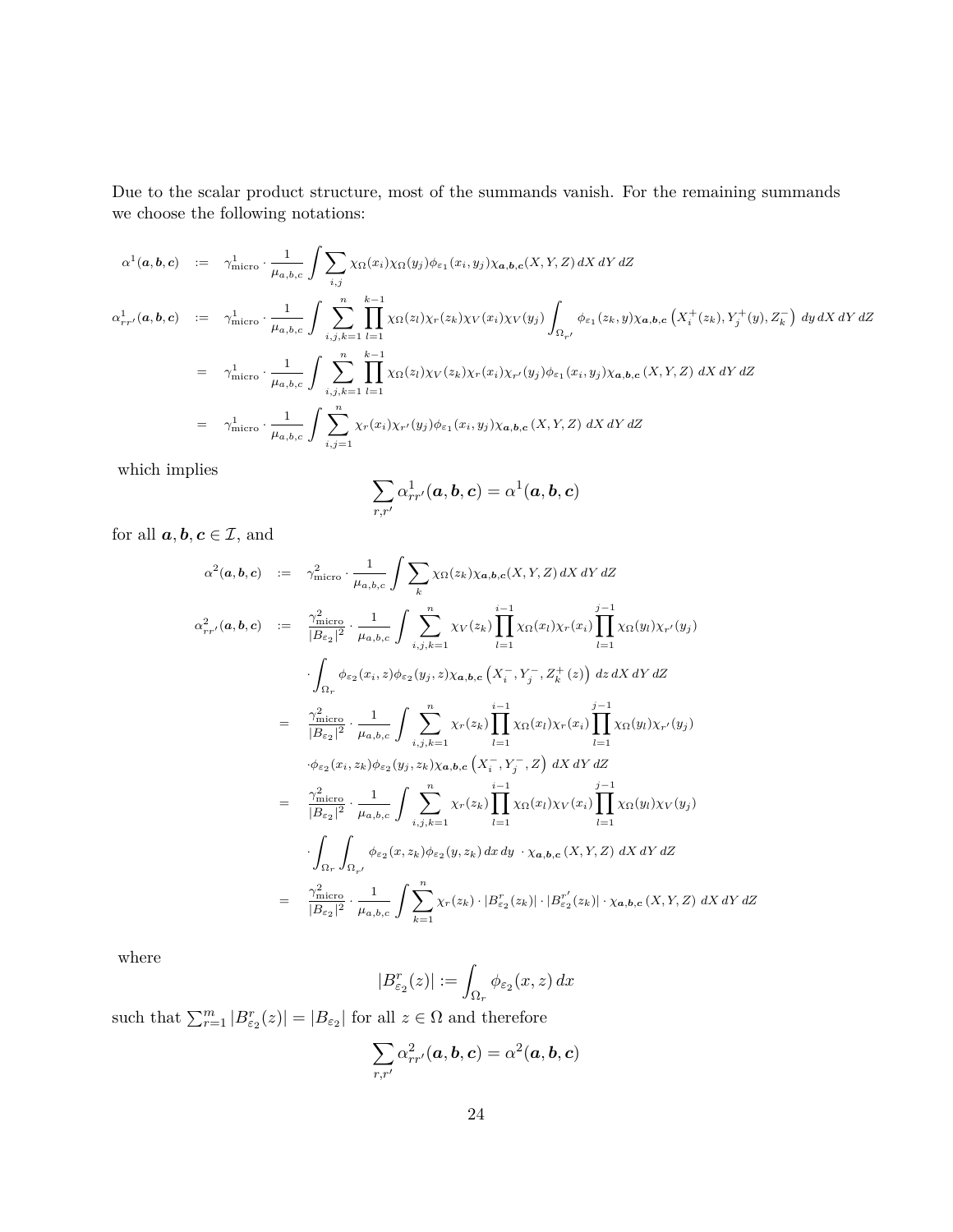Due to the scalar product structure, most of the summands vanish. For the remaining summands we choose the following notations:

$$
\begin{aligned}
\alpha^1(\boldsymbol{a},\boldsymbol{b},\boldsymbol{c}) &:= \gamma^1_{\text{micro}} \cdot \frac{1}{\mu_{a,b,c}} \int \sum_{i,j} \chi_\Omega(x_i)\chi_\Omega(y_j)\phi_{\varepsilon_1}(x_i,y_j)\chi_{\boldsymbol{a},\boldsymbol{b},\boldsymbol{c}}(X,Y,Z)\,dX\,dY\,dZ \\
\alpha^1_{rr'}(\boldsymbol{a},\boldsymbol{b},\boldsymbol{c}) &:= \gamma^1_{\text{micro}} \cdot \frac{1}{\mu_{a,b,c}} \int \sum_{i,j,k=1}^{n} \prod_{l=1}^{k-1} \chi_\Omega(z_l)\chi_r(z_k)\chi_V(x_i)\chi_V(y_j) \int_{\Omega_{r'}} \phi_{\varepsilon_1}(z_k,y)\chi_{\boldsymbol{a},\boldsymbol{b},\boldsymbol{c}}\left(X_i^+(z_k),Y_j^+(y),Z_k^-\right)\,dy\,dX\,dY\,dZ \\
&= \gamma^1_{\text{micro}} \cdot \frac{1}{\mu_{a,b,c}} \int \sum_{i,j,k=1}^{n} \prod_{l=1}^{k-1} \chi_\Omega(z_l)\chi_V(z_k)\chi_r(x_i)\chi_{r'}(y_j)\phi_{\varepsilon_1}(x_i,y_j)\chi_{\boldsymbol{a},\boldsymbol{b},\boldsymbol{c}}(X,Y,Z)\,dX\,dY\,dZ \\
&= \gamma^1_{\text{micro}} \cdot \frac{1}{\mu_{a,b,c}} \int \sum_{i,j=1}^{n} \chi_r(x_i)\chi_{r'}(y_j)\phi_{\varepsilon_1}(x_i,y_j)\chi_{\boldsymbol{a},\boldsymbol{b},\boldsymbol{c}}(X,Y,Z)\,dX\,dY\,dZ
\end{aligned}
$$

which implies

$$
\sum_{r,r'} \alpha^1_{rr'}(\boldsymbol{a},\boldsymbol{b},\boldsymbol{c}) = \alpha^1(\boldsymbol{a},\boldsymbol{b},\boldsymbol{c})
$$

for all $\boldsymbol{a},\boldsymbol{b},\boldsymbol{c} \in \mathcal{I}$, and

$$
\begin{aligned}
\alpha^2(\boldsymbol{a},\boldsymbol{b},\boldsymbol{c}) &:= \gamma^2_{\text{micro}} \cdot \frac{1}{\mu_{a,b,c}} \int \sum_{k} \chi_\Omega(z_k)\chi_{\boldsymbol{a},\boldsymbol{b},\boldsymbol{c}}(X,Y,Z)\,dX\,dY\,dZ \\
\alpha^2_{rr'}(\boldsymbol{a},\boldsymbol{b},\boldsymbol{c}) &:= \frac{\gamma^2_{\text{micro}}}{|B_{\varepsilon_2}|^2} \cdot \frac{1}{\mu_{a,b,c}} \int \sum_{i,j,k=1}^{n} \chi_V(z_k)\prod_{l=1}^{i-1}\chi_\Omega(x_l)\chi_r(x_i)\prod_{l=1}^{j-1}\chi_\Omega(y_l)\chi_{r'}(y_j) \\
&\quad \cdot \int_{\Omega_r} \phi_{\varepsilon_2}(x_i,z)\phi_{\varepsilon_2}(y_j,z)\chi_{\boldsymbol{a},\boldsymbol{b},\boldsymbol{c}}\left(X_i^-,Y_j^-,Z_k^+(z)\right)\,dz\,dX\,dY\,dZ \\
&= \frac{\gamma^2_{\text{micro}}}{|B_{\varepsilon_2}|^2} \cdot \frac{1}{\mu_{a,b,c}} \int \sum_{i,j,k=1}^{n} \chi_r(z_k)\prod_{l=1}^{i-1}\chi_\Omega(x_l)\chi_r(x_i)\prod_{l=1}^{j-1}\chi_\Omega(y_l)\chi_{r'}(y_j) \\
&\quad \cdot \phi_{\varepsilon_2}(x_i,z_k)\phi_{\varepsilon_2}(y_j,z_k)\chi_{\boldsymbol{a},\boldsymbol{b},\boldsymbol{c}}\left(X_i^-,Y_j^-,Z\right)\,dX\,dY\,dZ \\
&= \frac{\gamma^2_{\text{micro}}}{|B_{\varepsilon_2}|^2} \cdot \frac{1}{\mu_{a,b,c}} \int \sum_{i,j,k=1}^{n} \chi_r(z_k)\prod_{l=1}^{i-1}\chi_\Omega(x_l)\chi_V(x_i)\prod_{l=1}^{j-1}\chi_\Omega(y_l)\chi_V(y_j) \\
&\quad \cdot \int_{\Omega_r}\int_{\Omega_{r'}} \phi_{\varepsilon_2}(x,z_k)\phi_{\varepsilon_2}(y,z_k)\,dx\,dy \;\cdot \chi_{\boldsymbol{a},\boldsymbol{b},\boldsymbol{c}}(X,Y,Z)\,dX\,dY\,dZ \\
&= \frac{\gamma^2_{\text{micro}}}{|B_{\varepsilon_2}|^2} \cdot \frac{1}{\mu_{a,b,c}} \int \sum_{k=1}^{n} \chi_r(z_k)\cdot|B^r_{\varepsilon_2}(z_k)|\cdot|B^{r'}_{\varepsilon_2}(z_k)|\cdot\chi_{\boldsymbol{a},\boldsymbol{b},\boldsymbol{c}}(X,Y,Z)\,dX\,dY\,dZ
\end{aligned}
$$

where

$$
|B^r_{\varepsilon_2}(z)| := \int_{\Omega_r} \phi_{\varepsilon_2}(x,z)\,dx
$$

such that $\sum_{r=1}^m |B^r_{\varepsilon_2}(z)| = |B_{\varepsilon_2}|$ for all $z \in \Omega$ and therefore

$$
\sum_{r,r'} \alpha^2_{rr'}(\boldsymbol{a},\boldsymbol{b},\boldsymbol{c}) = \alpha^2(\boldsymbol{a},\boldsymbol{b},\boldsymbol{c})
$$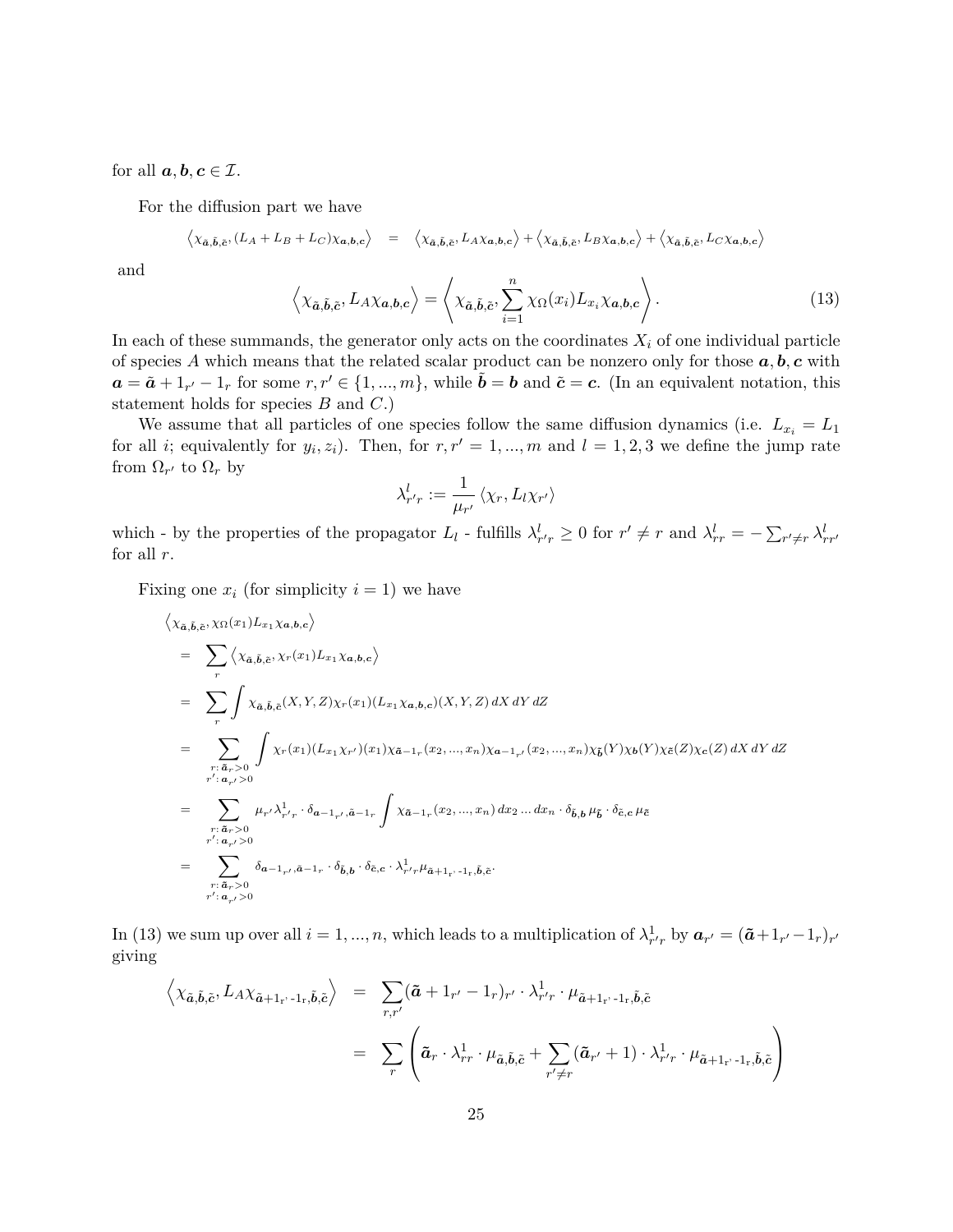for all $\boldsymbol{a}, \boldsymbol{b}, \boldsymbol{c} \in \mathcal{I}$.

For the diffusion part we have

$$\left\langle \chi_{\tilde{\boldsymbol{a}},\tilde{\boldsymbol{b}},\tilde{\boldsymbol{c}}}, (L_A + L_B + L_C)\chi_{\boldsymbol{a},\boldsymbol{b},\boldsymbol{c}} \right\rangle = \left\langle \chi_{\tilde{\boldsymbol{a}},\tilde{\boldsymbol{b}},\tilde{\boldsymbol{c}}}, L_A\chi_{\boldsymbol{a},\boldsymbol{b},\boldsymbol{c}} \right\rangle + \left\langle \chi_{\tilde{\boldsymbol{a}},\tilde{\boldsymbol{b}},\tilde{\boldsymbol{c}}}, L_B\chi_{\boldsymbol{a},\boldsymbol{b},\boldsymbol{c}} \right\rangle + \left\langle \chi_{\tilde{\boldsymbol{a}},\tilde{\boldsymbol{b}},\tilde{\boldsymbol{c}}}, L_C\chi_{\boldsymbol{a},\boldsymbol{b},\boldsymbol{c}} \right\rangle$$

and

$$\left\langle \chi_{\tilde{\boldsymbol{a}},\tilde{\boldsymbol{b}},\tilde{\boldsymbol{c}}}, L_A\chi_{\boldsymbol{a},\boldsymbol{b},\boldsymbol{c}} \right\rangle = \left\langle \chi_{\tilde{\boldsymbol{a}},\tilde{\boldsymbol{b}},\tilde{\boldsymbol{c}}}, \sum_{i=1}^{n} \chi_\Omega(x_i) L_{x_i}\chi_{\boldsymbol{a},\boldsymbol{b},\boldsymbol{c}} \right\rangle. \tag{13}$$

In each of these summands, the generator only acts on the coordinates $X_i$ of one individual particle of species $A$ which means that the related scalar product can be nonzero only for those $\boldsymbol{a}, \boldsymbol{b}, \boldsymbol{c}$ with $\boldsymbol{a} = \tilde{\boldsymbol{a}} + 1_{r'} - 1_r$ for some $r, r' \in \{1, ..., m\}$, while $\tilde{\boldsymbol{b}} = \boldsymbol{b}$ and $\tilde{\boldsymbol{c}} = \boldsymbol{c}$. (In an equivalent notation, this statement holds for species $B$ and $C$.)

We assume that all particles of one species follow the same diffusion dynamics (i.e. $L_{x_i} = L_1$ for all $i$; equivalently for $y_i, z_i$). Then, for $r, r' = 1, ..., m$ and $l = 1, 2, 3$ we define the jump rate from $\Omega_{r'}$ to $\Omega_r$ by

$$\lambda^l_{r'r} := \frac{1}{\mu_{r'}} \langle \chi_r, L_l \chi_{r'} \rangle$$

which - by the properties of the propagator $L_l$ - fulfills $\lambda^l_{r'r} \geq 0$ for $r' \neq r$ and $\lambda^l_{rr} = -\sum_{r' \neq r} \lambda^l_{rr'}$ for all $r$.

Fixing one $x_i$ (for simplicity $i = 1$) we have

$$\begin{aligned}
&\left\langle \chi_{\tilde{\boldsymbol{a}},\tilde{\boldsymbol{b}},\tilde{\boldsymbol{c}}}, \chi_\Omega(x_1) L_{x_1}\chi_{\boldsymbol{a},\boldsymbol{b},\boldsymbol{c}} \right\rangle \\
&= \sum_r \left\langle \chi_{\tilde{\boldsymbol{a}},\tilde{\boldsymbol{b}},\tilde{\boldsymbol{c}}}, \chi_r(x_1) L_{x_1}\chi_{\boldsymbol{a},\boldsymbol{b},\boldsymbol{c}} \right\rangle \\
&= \sum_r \int \chi_{\tilde{\boldsymbol{a}},\tilde{\boldsymbol{b}},\tilde{\boldsymbol{c}}}(X,Y,Z)\chi_r(x_1)(L_{x_1}\chi_{\boldsymbol{a},\boldsymbol{b},\boldsymbol{c}})(X,Y,Z)\, dX\, dY\, dZ \\
&= \sum_{\substack{r:\, \tilde{\boldsymbol{a}}_r > 0 \\ r':\, \boldsymbol{a}_{r'} > 0}} \int \chi_r(x_1)(L_{x_1}\chi_{r'})(x_1)\chi_{\tilde{\boldsymbol{a}}-1_r}(x_2,...,x_n)\chi_{\boldsymbol{a}-1_{r'}}(x_2,...,x_n)\chi_{\tilde{\boldsymbol{b}}}(Y)\chi_{\boldsymbol{b}}(Y)\chi_{\tilde{\boldsymbol{c}}}(Z)\chi_{\boldsymbol{c}}(Z)\, dX\, dY\, dZ \\
&= \sum_{\substack{r:\, \tilde{\boldsymbol{a}}_r > 0 \\ r':\, \boldsymbol{a}_{r'} > 0}} \mu_{r'}\lambda^1_{r'r} \cdot \delta_{\boldsymbol{a}-1_{r'},\tilde{\boldsymbol{a}}-1_r} \int \chi_{\tilde{\boldsymbol{a}}-1_r}(x_2,...,x_n)\, dx_2 \ldots dx_n \cdot \delta_{\tilde{\boldsymbol{b}},\boldsymbol{b}}\, \mu_{\tilde{\boldsymbol{b}}} \cdot \delta_{\tilde{\boldsymbol{c}},\boldsymbol{c}}\, \mu_{\tilde{\boldsymbol{c}}} \\
&= \sum_{\substack{r:\, \tilde{\boldsymbol{a}}_r > 0 \\ r':\, \boldsymbol{a}_{r'} > 0}} \delta_{\boldsymbol{a}-1_{r'},\tilde{\boldsymbol{a}}-1_r} \cdot \delta_{\tilde{\boldsymbol{b}},\boldsymbol{b}} \cdot \delta_{\tilde{\boldsymbol{c}},\boldsymbol{c}} \cdot \lambda^1_{r'r}\mu_{\tilde{\boldsymbol{a}}+1_{r'}-1_r,\tilde{\boldsymbol{b}},\tilde{\boldsymbol{c}}}.
\end{aligned}$$

In (13) we sum up over all $i = 1, ..., n$, which leads to a multiplication of $\lambda^1_{r'r}$ by $\boldsymbol{a}_{r'} = (\tilde{\boldsymbol{a}} + 1_{r'} - 1_r)_{r'}$ giving

$$\begin{aligned}
\left\langle \chi_{\tilde{\boldsymbol{a}},\tilde{\boldsymbol{b}},\tilde{\boldsymbol{c}}}, L_A\chi_{\tilde{\boldsymbol{a}}+1_{r'}-1_r,\tilde{\boldsymbol{b}},\tilde{\boldsymbol{c}}} \right\rangle &= \sum_{r,r'} (\tilde{\boldsymbol{a}} + 1_{r'} - 1_r)_{r'} \cdot \lambda^1_{r'r} \cdot \mu_{\tilde{\boldsymbol{a}}+1_{r'}-1_r,\tilde{\boldsymbol{b}},\tilde{\boldsymbol{c}}} \\
&= \sum_r \left( \tilde{\boldsymbol{a}}_r \cdot \lambda^1_{rr} \cdot \mu_{\tilde{\boldsymbol{a}},\tilde{\boldsymbol{b}},\tilde{\boldsymbol{c}}} + \sum_{r' \neq r} (\tilde{\boldsymbol{a}}_{r'} + 1) \cdot \lambda^1_{r'r} \cdot \mu_{\tilde{\boldsymbol{a}}+1_{r'}-1_r,\tilde{\boldsymbol{b}},\tilde{\boldsymbol{c}}} \right)
\end{aligned}$$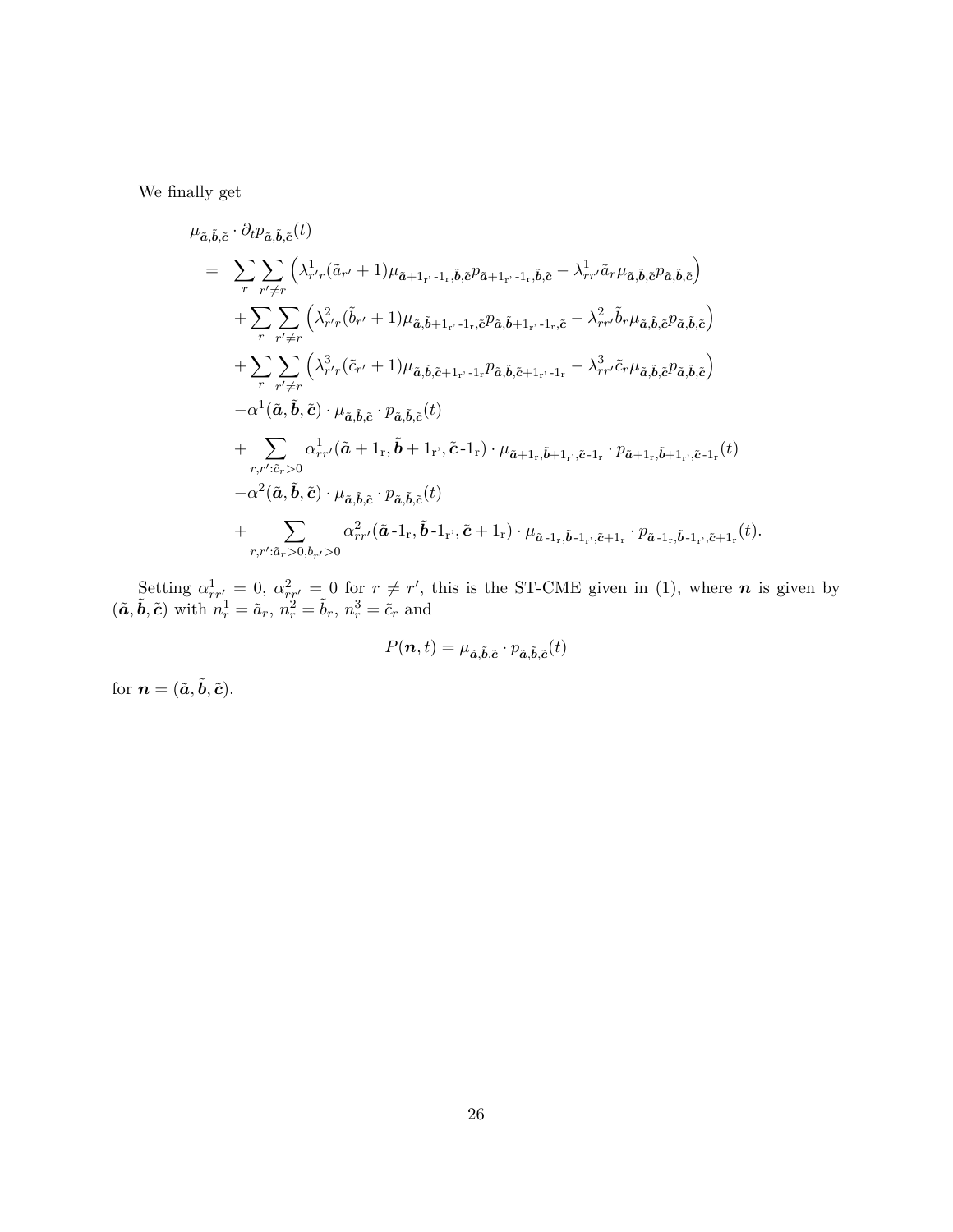We finally get

$$
\begin{aligned}
&\mu_{\tilde{\boldsymbol{a}},\tilde{\boldsymbol{b}},\tilde{\boldsymbol{c}}} \cdot \partial_t p_{\tilde{\boldsymbol{a}},\tilde{\boldsymbol{b}},\tilde{\boldsymbol{c}}}(t) \\
&= \sum_r \sum_{r' \neq r} \left( \lambda^1_{r'r} (\tilde{a}_{r'} + 1) \mu_{\tilde{\boldsymbol{a}}+1_{\mathrm{r'}}\text{-}1_{\mathrm{r}},\tilde{\boldsymbol{b}},\tilde{\boldsymbol{c}}} p_{\tilde{\boldsymbol{a}}+1_{\mathrm{r'}}\text{-}1_{\mathrm{r}},\tilde{\boldsymbol{b}},\tilde{\boldsymbol{c}}} - \lambda^1_{rr'} \tilde{a}_r \mu_{\tilde{\boldsymbol{a}},\tilde{\boldsymbol{b}},\tilde{\boldsymbol{c}}} p_{\tilde{\boldsymbol{a}},\tilde{\boldsymbol{b}},\tilde{\boldsymbol{c}}} \right) \\
&\quad + \sum_r \sum_{r' \neq r} \left( \lambda^2_{r'r} (\tilde{b}_{r'} + 1) \mu_{\tilde{\boldsymbol{a}},\tilde{\boldsymbol{b}}+1_{\mathrm{r'}}\text{-}1_{\mathrm{r}},\tilde{\boldsymbol{c}}} p_{\tilde{\boldsymbol{a}},\tilde{\boldsymbol{b}}+1_{\mathrm{r'}}\text{-}1_{\mathrm{r}},\tilde{\boldsymbol{c}}} - \lambda^2_{rr'} \tilde{b}_r \mu_{\tilde{\boldsymbol{a}},\tilde{\boldsymbol{b}},\tilde{\boldsymbol{c}}} p_{\tilde{\boldsymbol{a}},\tilde{\boldsymbol{b}},\tilde{\boldsymbol{c}}} \right) \\
&\quad + \sum_r \sum_{r' \neq r} \left( \lambda^3_{r'r} (\tilde{c}_{r'} + 1) \mu_{\tilde{\boldsymbol{a}},\tilde{\boldsymbol{b}},\tilde{\boldsymbol{c}}+1_{\mathrm{r'}}\text{-}1_{\mathrm{r}}} p_{\tilde{\boldsymbol{a}},\tilde{\boldsymbol{b}},\tilde{\boldsymbol{c}}+1_{\mathrm{r'}}\text{-}1_{\mathrm{r}}} - \lambda^3_{rr'} \tilde{c}_r \mu_{\tilde{\boldsymbol{a}},\tilde{\boldsymbol{b}},\tilde{\boldsymbol{c}}} p_{\tilde{\boldsymbol{a}},\tilde{\boldsymbol{b}},\tilde{\boldsymbol{c}}} \right) \\
&\quad - \alpha^1(\tilde{\boldsymbol{a}},\tilde{\boldsymbol{b}},\tilde{\boldsymbol{c}}) \cdot \mu_{\tilde{\boldsymbol{a}},\tilde{\boldsymbol{b}},\tilde{\boldsymbol{c}}} \cdot p_{\tilde{\boldsymbol{a}},\tilde{\boldsymbol{b}},\tilde{\boldsymbol{c}}}(t) \\
&\quad + \sum_{r,r':\tilde{c}_r>0} \alpha^1_{rr'}(\tilde{\boldsymbol{a}} + 1_{\mathrm{r}}, \tilde{\boldsymbol{b}} + 1_{\mathrm{r'}}, \tilde{\boldsymbol{c}}\text{-}1_{\mathrm{r}}) \cdot \mu_{\tilde{\boldsymbol{a}}+1_{\mathrm{r}},\tilde{\boldsymbol{b}}+1_{\mathrm{r'}},\tilde{\boldsymbol{c}}\text{-}1_{\mathrm{r}}} \cdot p_{\tilde{\boldsymbol{a}}+1_{\mathrm{r}},\tilde{\boldsymbol{b}}+1_{\mathrm{r'}},\tilde{\boldsymbol{c}}\text{-}1_{\mathrm{r}}}(t) \\
&\quad - \alpha^2(\tilde{\boldsymbol{a}},\tilde{\boldsymbol{b}},\tilde{\boldsymbol{c}}) \cdot \mu_{\tilde{\boldsymbol{a}},\tilde{\boldsymbol{b}},\tilde{\boldsymbol{c}}} \cdot p_{\tilde{\boldsymbol{a}},\tilde{\boldsymbol{b}},\tilde{\boldsymbol{c}}}(t) \\
&\quad + \sum_{r,r':\tilde{a}_r>0, b_{r'}>0} \alpha^2_{rr'}(\tilde{\boldsymbol{a}}\text{-}1_{\mathrm{r}}, \tilde{\boldsymbol{b}}\text{-}1_{\mathrm{r'}}, \tilde{\boldsymbol{c}} + 1_{\mathrm{r}}) \cdot \mu_{\tilde{\boldsymbol{a}}\text{-}1_{\mathrm{r}},\tilde{\boldsymbol{b}}\text{-}1_{\mathrm{r'}},\tilde{\boldsymbol{c}}+1_{\mathrm{r}}} \cdot p_{\tilde{\boldsymbol{a}}\text{-}1_{\mathrm{r}},\tilde{\boldsymbol{b}}\text{-}1_{\mathrm{r'}},\tilde{\boldsymbol{c}}+1_{\mathrm{r}}}(t).
\end{aligned}
$$

Setting $\alpha^1_{rr'} = 0$, $\alpha^2_{rr'} = 0$ for $r \neq r'$, this is the ST-CME given in (1), where $\boldsymbol{n}$ is given by $(\tilde{\boldsymbol{a}},\tilde{\boldsymbol{b}},\tilde{\boldsymbol{c}})$ with $n^1_r = \tilde{a}_r$, $n^2_r = \tilde{b}_r$, $n^3_r = \tilde{c}_r$ and

$$
P(\boldsymbol{n}, t) = \mu_{\tilde{\boldsymbol{a}},\tilde{\boldsymbol{b}},\tilde{\boldsymbol{c}}} \cdot p_{\tilde{\boldsymbol{a}},\tilde{\boldsymbol{b}},\tilde{\boldsymbol{c}}}(t)
$$

for $\boldsymbol{n} = (\tilde{\boldsymbol{a}},\tilde{\boldsymbol{b}},\tilde{\boldsymbol{c}})$.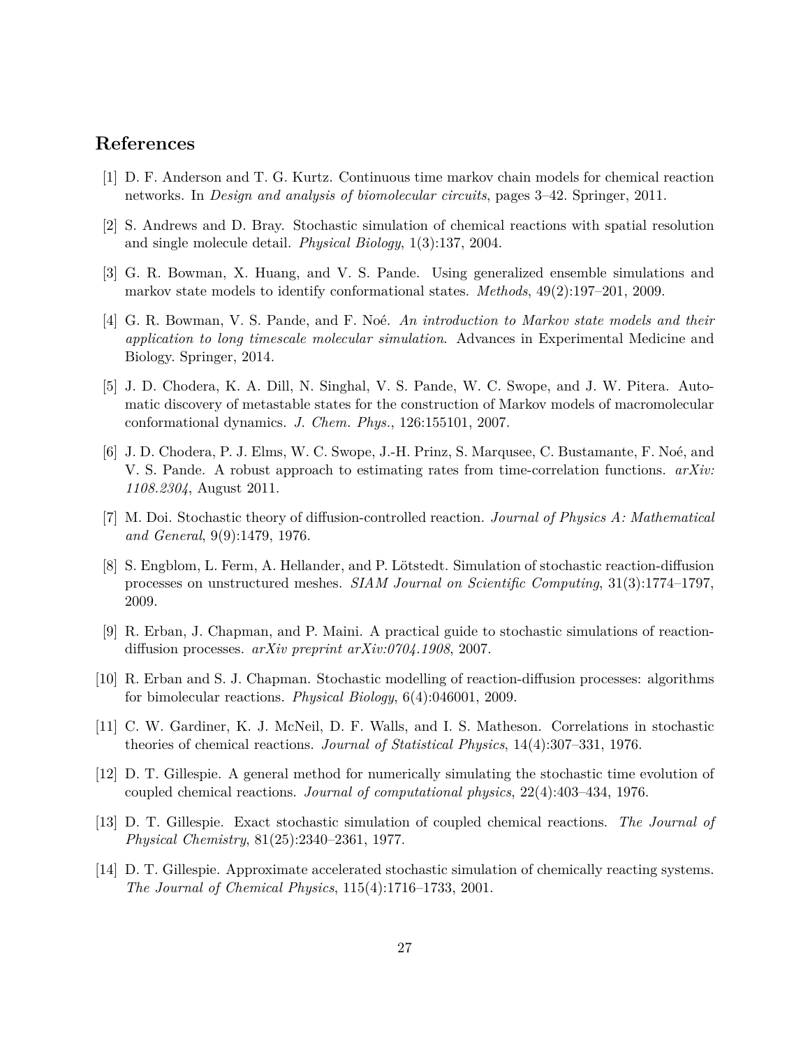## References

[1] D. F. Anderson and T. G. Kurtz. Continuous time markov chain models for chemical reaction networks. In *Design and analysis of biomolecular circuits*, pages 3–42. Springer, 2011.

[2] S. Andrews and D. Bray. Stochastic simulation of chemical reactions with spatial resolution and single molecule detail. *Physical Biology*, 1(3):137, 2004.

[3] G. R. Bowman, X. Huang, and V. S. Pande. Using generalized ensemble simulations and markov state models to identify conformational states. *Methods*, 49(2):197–201, 2009.

[4] G. R. Bowman, V. S. Pande, and F. Noé. *An introduction to Markov state models and their application to long timescale molecular simulation*. Advances in Experimental Medicine and Biology. Springer, 2014.

[5] J. D. Chodera, K. A. Dill, N. Singhal, V. S. Pande, W. C. Swope, and J. W. Pitera. Automatic discovery of metastable states for the construction of Markov models of macromolecular conformational dynamics. *J. Chem. Phys.*, 126:155101, 2007.

[6] J. D. Chodera, P. J. Elms, W. C. Swope, J.-H. Prinz, S. Marqusee, C. Bustamante, F. Noé, and V. S. Pande. A robust approach to estimating rates from time-correlation functions. *arXiv: 1108.2304*, August 2011.

[7] M. Doi. Stochastic theory of diffusion-controlled reaction. *Journal of Physics A: Mathematical and General*, 9(9):1479, 1976.

[8] S. Engblom, L. Ferm, A. Hellander, and P. Lötstedt. Simulation of stochastic reaction-diffusion processes on unstructured meshes. *SIAM Journal on Scientific Computing*, 31(3):1774–1797, 2009.

[9] R. Erban, J. Chapman, and P. Maini. A practical guide to stochastic simulations of reaction-diffusion processes. *arXiv preprint arXiv:0704.1908*, 2007.

[10] R. Erban and S. J. Chapman. Stochastic modelling of reaction-diffusion processes: algorithms for bimolecular reactions. *Physical Biology*, 6(4):046001, 2009.

[11] C. W. Gardiner, K. J. McNeil, D. F. Walls, and I. S. Matheson. Correlations in stochastic theories of chemical reactions. *Journal of Statistical Physics*, 14(4):307–331, 1976.

[12] D. T. Gillespie. A general method for numerically simulating the stochastic time evolution of coupled chemical reactions. *Journal of computational physics*, 22(4):403–434, 1976.

[13] D. T. Gillespie. Exact stochastic simulation of coupled chemical reactions. *The Journal of Physical Chemistry*, 81(25):2340–2361, 1977.

[14] D. T. Gillespie. Approximate accelerated stochastic simulation of chemically reacting systems. *The Journal of Chemical Physics*, 115(4):1716–1733, 2001.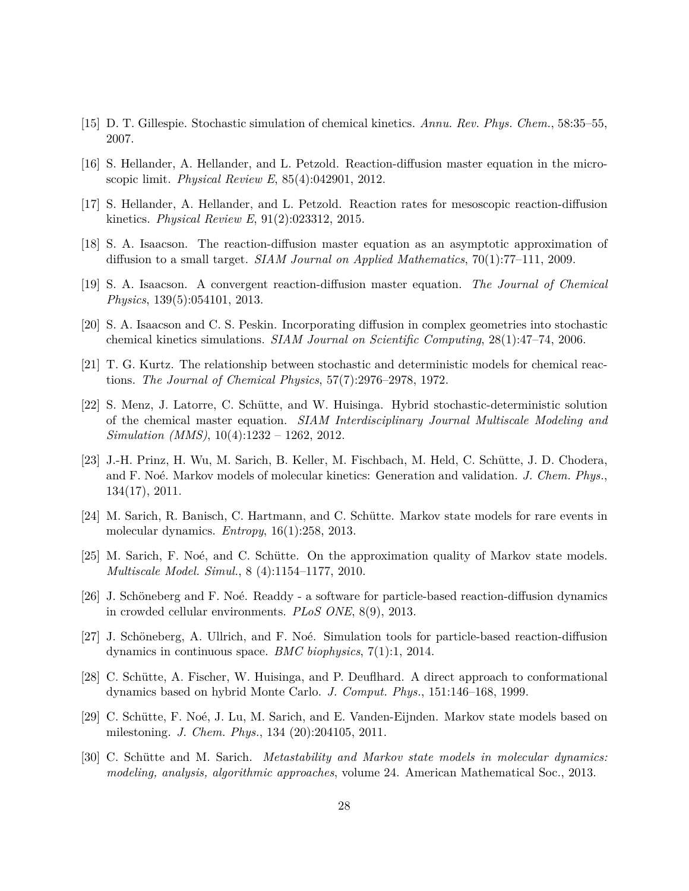[15] D. T. Gillespie. Stochastic simulation of chemical kinetics. *Annu. Rev. Phys. Chem.*, 58:35–55, 2007.

[16] S. Hellander, A. Hellander, and L. Petzold. Reaction-diffusion master equation in the microscopic limit. *Physical Review E*, 85(4):042901, 2012.

[17] S. Hellander, A. Hellander, and L. Petzold. Reaction rates for mesoscopic reaction-diffusion kinetics. *Physical Review E*, 91(2):023312, 2015.

[18] S. A. Isaacson. The reaction-diffusion master equation as an asymptotic approximation of diffusion to a small target. *SIAM Journal on Applied Mathematics*, 70(1):77–111, 2009.

[19] S. A. Isaacson. A convergent reaction-diffusion master equation. *The Journal of Chemical Physics*, 139(5):054101, 2013.

[20] S. A. Isaacson and C. S. Peskin. Incorporating diffusion in complex geometries into stochastic chemical kinetics simulations. *SIAM Journal on Scientific Computing*, 28(1):47–74, 2006.

[21] T. G. Kurtz. The relationship between stochastic and deterministic models for chemical reactions. *The Journal of Chemical Physics*, 57(7):2976–2978, 1972.

[22] S. Menz, J. Latorre, C. Schütte, and W. Huisinga. Hybrid stochastic-deterministic solution of the chemical master equation. *SIAM Interdisciplinary Journal Multiscale Modeling and Simulation (MMS)*, 10(4):1232 – 1262, 2012.

[23] J.-H. Prinz, H. Wu, M. Sarich, B. Keller, M. Fischbach, M. Held, C. Schütte, J. D. Chodera, and F. Noé. Markov models of molecular kinetics: Generation and validation. *J. Chem. Phys.*, 134(17), 2011.

[24] M. Sarich, R. Banisch, C. Hartmann, and C. Schütte. Markov state models for rare events in molecular dynamics. *Entropy*, 16(1):258, 2013.

[25] M. Sarich, F. Noé, and C. Schütte. On the approximation quality of Markov state models. *Multiscale Model. Simul.*, 8 (4):1154–1177, 2010.

[26] J. Schöneberg and F. Noé. Readdy - a software for particle-based reaction-diffusion dynamics in crowded cellular environments. *PLoS ONE*, 8(9), 2013.

[27] J. Schöneberg, A. Ullrich, and F. Noé. Simulation tools for particle-based reaction-diffusion dynamics in continuous space. *BMC biophysics*, 7(1):1, 2014.

[28] C. Schütte, A. Fischer, W. Huisinga, and P. Deuflhard. A direct approach to conformational dynamics based on hybrid Monte Carlo. *J. Comput. Phys.*, 151:146–168, 1999.

[29] C. Schütte, F. Noé, J. Lu, M. Sarich, and E. Vanden-Eijnden. Markov state models based on milestoning. *J. Chem. Phys.*, 134 (20):204105, 2011.

[30] C. Schütte and M. Sarich. *Metastability and Markov state models in molecular dynamics: modeling, analysis, algorithmic approaches*, volume 24. American Mathematical Soc., 2013.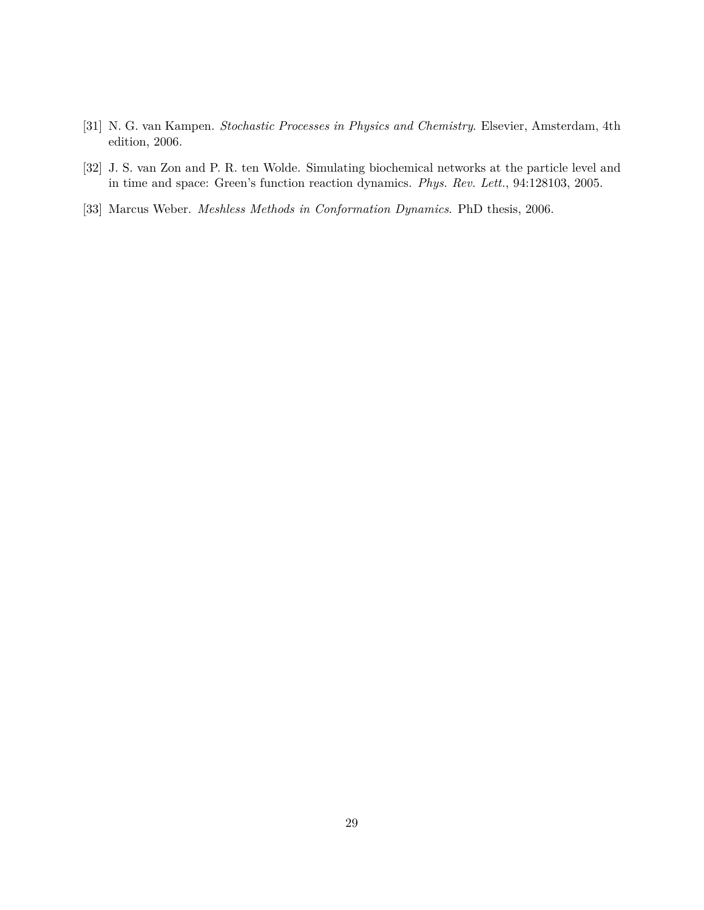[31] N. G. van Kampen. *Stochastic Processes in Physics and Chemistry*. Elsevier, Amsterdam, 4th edition, 2006.

[32] J. S. van Zon and P. R. ten Wolde. Simulating biochemical networks at the particle level and in time and space: Green's function reaction dynamics. *Phys. Rev. Lett.*, 94:128103, 2005.

[33] Marcus Weber. *Meshless Methods in Conformation Dynamics*. PhD thesis, 2006.